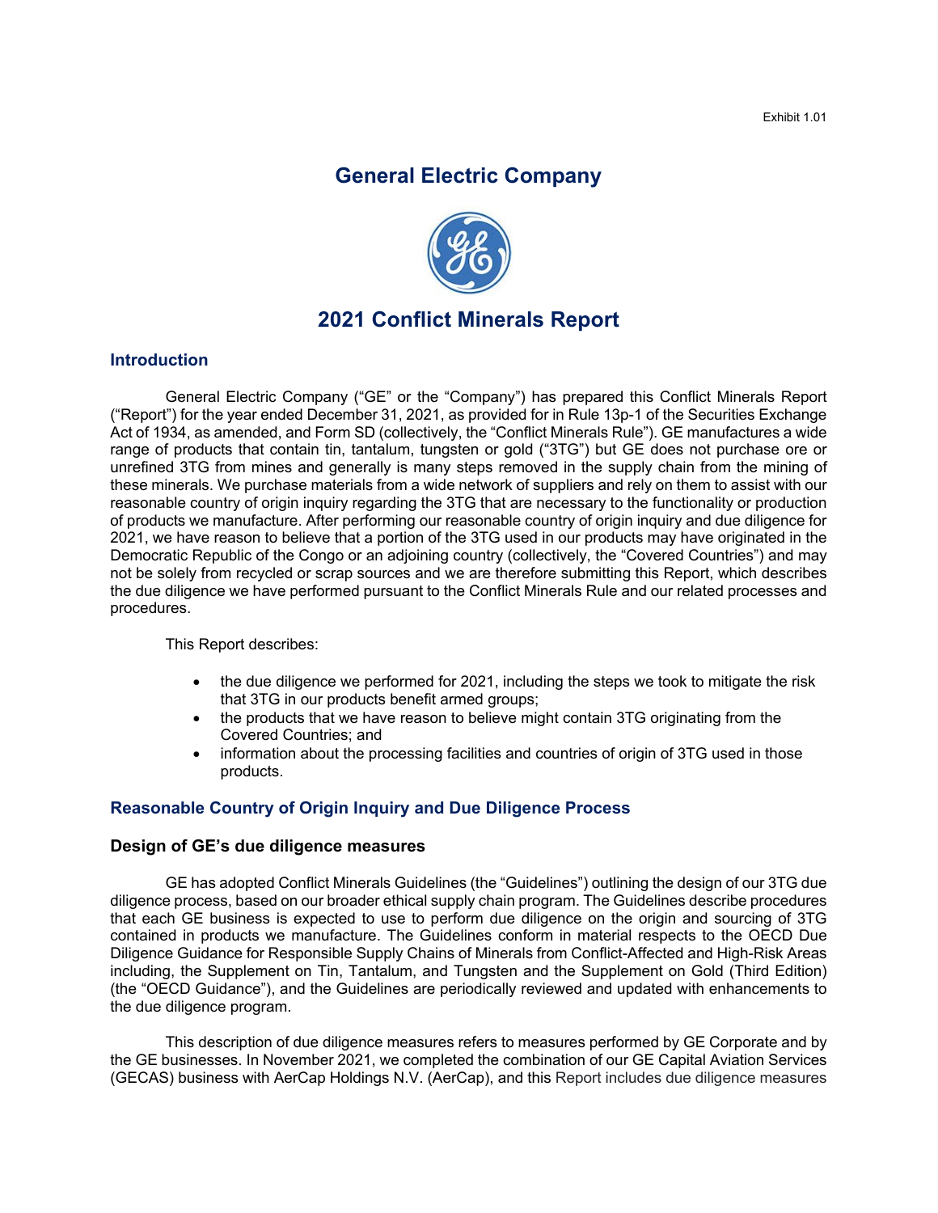Exhibit 1.01

# General Electric Company

# 2021 Conflict Minerals Report

## Introduction

General Electric Company ("GE" or the "Company") has prepared this Conflict Minerals Report ("Report") for the year ended December 31, 2021, as provided for in Rule 13p-1 of the Securities Exchange Act of 1934, as amended, and Form SD (collectively, the "Conflict Minerals Rule"). GE manufactures a wide range of products that contain tin, tantalum, tungsten or gold ("3TG") but GE does not purchase ore or unrefined 3TG from mines and generally is many steps removed in the supply chain from the mining of these minerals. We purchase materials from a wide network of suppliers and rely on them to assist with our reasonable country of origin inquiry regarding the 3TG that are necessary to the functionality or production of products we manufacture. After performing our reasonable country of origin inquiry and due diligence for 2021, we have reason to believe that a portion of the 3TG used in our products may have originated in the Democratic Republic of the Congo or an adjoining country (collectively, the "Covered Countries") and may not be solely from recycled or scrap sources and we are therefore submitting this Report, which describes the due diligence we have performed pursuant to the Conflict Minerals Rule and our related processes and procedures.

This Report describes:

- the due diligence we performed for 2021, including the steps we took to mitigate the risk that 3TG in our products benefit armed groups;
- the products that we have reason to believe might contain 3TG originating from the Covered Countries; and
- information about the processing facilities and countries of origin of 3TG used in those products.

## Reasonable Country of Origin Inquiry and Due Diligence Process

### Design of GE's due diligence measures

GE has adopted Conflict Minerals Guidelines (the "Guidelines") outlining the design of our 3TG due diligence process, based on our broader ethical supply chain program. The Guidelines describe procedures that each GE business is expected to use to perform due diligence on the origin and sourcing of 3TG contained in products we manufacture. The Guidelines conform in material respects to the OECD Due Diligence Guidance for Responsible Supply Chains of Minerals from Conflict-Affected and High-Risk Areas including, the Supplement on Tin, Tantalum, and Tungsten and the Supplement on Gold (Third Edition) (the "OECD Guidance"), and the Guidelines are periodically reviewed and updated with enhancements to the due diligence program.

This description of due diligence measures refers to measures performed by GE Corporate and by the GE businesses. In November 2021, we completed the combination of our GE Capital Aviation Services (GECAS) business with AerCap Holdings N.V. (AerCap), and this Report includes due diligence measures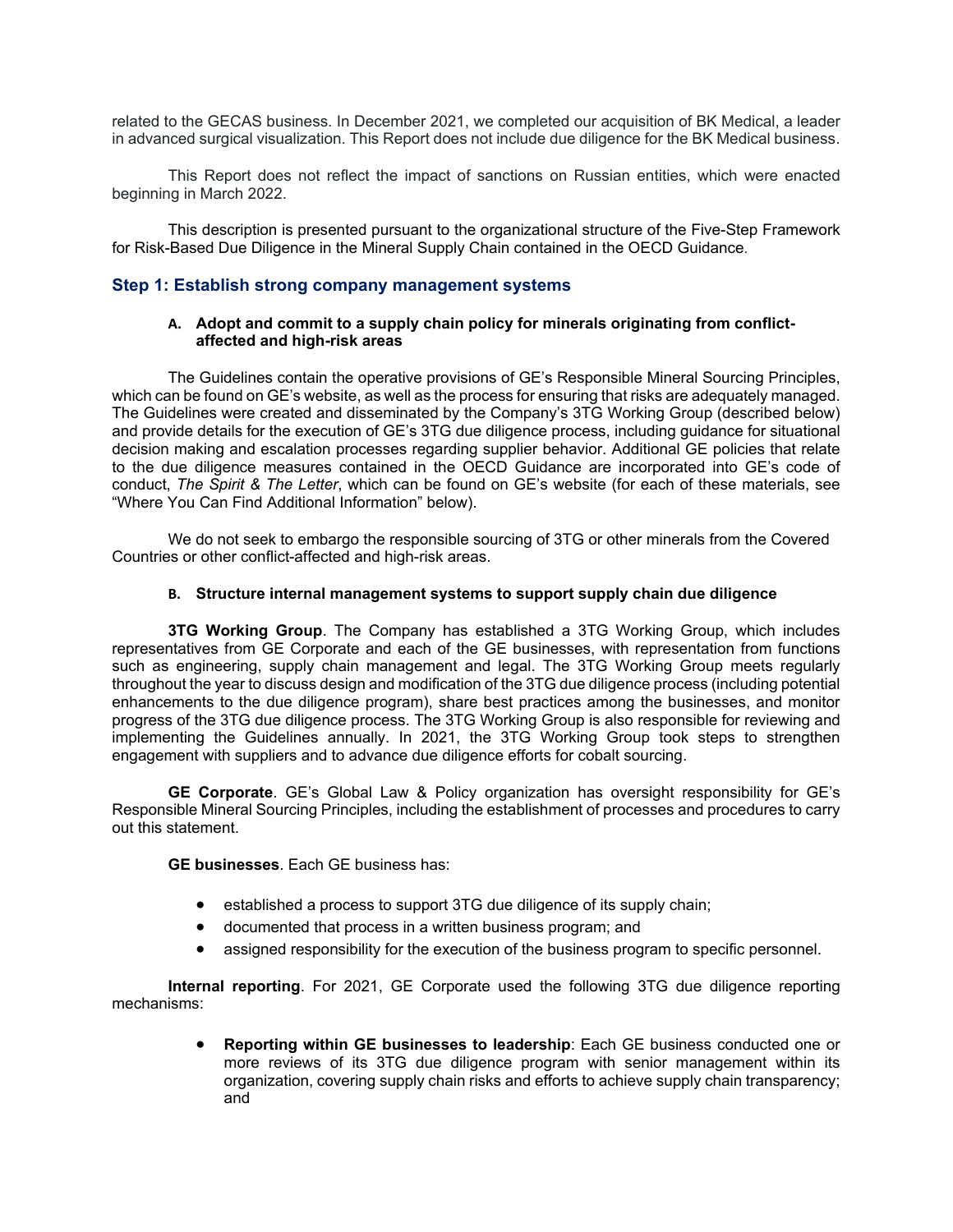related to the GECAS business. In December 2021, we completed our acquisition of BK Medical, a leader in advanced surgical visualization. This Report does not include due diligence for the BK Medical business.

This Report does not reflect the impact of sanctions on Russian entities, which were enacted beginning in March 2022.

This description is presented pursuant to the organizational structure of the Five-Step Framework for Risk-Based Due Diligence in the Mineral Supply Chain contained in the OECD Guidance.

## Step 1: Establish strong company management systems

### A. Adopt and commit to a supply chain policy for minerals originating from conflict-affected and high-risk areas

The Guidelines contain the operative provisions of GE's Responsible Mineral Sourcing Principles, which can be found on GE's website, as well as the process for ensuring that risks are adequately managed. The Guidelines were created and disseminated by the Company's 3TG Working Group (described below) and provide details for the execution of GE's 3TG due diligence process, including guidance for situational decision making and escalation processes regarding supplier behavior. Additional GE policies that relate to the due diligence measures contained in the OECD Guidance are incorporated into GE's code of conduct, *The Spirit & The Letter*, which can be found on GE's website (for each of these materials, see "Where You Can Find Additional Information" below).

We do not seek to embargo the responsible sourcing of 3TG or other minerals from the Covered Countries or other conflict-affected and high-risk areas.

### B. Structure internal management systems to support supply chain due diligence

**3TG Working Group**. The Company has established a 3TG Working Group, which includes representatives from GE Corporate and each of the GE businesses, with representation from functions such as engineering, supply chain management and legal. The 3TG Working Group meets regularly throughout the year to discuss design and modification of the 3TG due diligence process (including potential enhancements to the due diligence program), share best practices among the businesses, and monitor progress of the 3TG due diligence process. The 3TG Working Group is also responsible for reviewing and implementing the Guidelines annually. In 2021, the 3TG Working Group took steps to strengthen engagement with suppliers and to advance due diligence efforts for cobalt sourcing.

**GE Corporate**. GE's Global Law & Policy organization has oversight responsibility for GE's Responsible Mineral Sourcing Principles, including the establishment of processes and procedures to carry out this statement.

**GE businesses**. Each GE business has:

- established a process to support 3TG due diligence of its supply chain;
- documented that process in a written business program; and
- assigned responsibility for the execution of the business program to specific personnel.

**Internal reporting**. For 2021, GE Corporate used the following 3TG due diligence reporting mechanisms:

- **Reporting within GE businesses to leadership**: Each GE business conducted one or more reviews of its 3TG due diligence program with senior management within its organization, covering supply chain risks and efforts to achieve supply chain transparency; and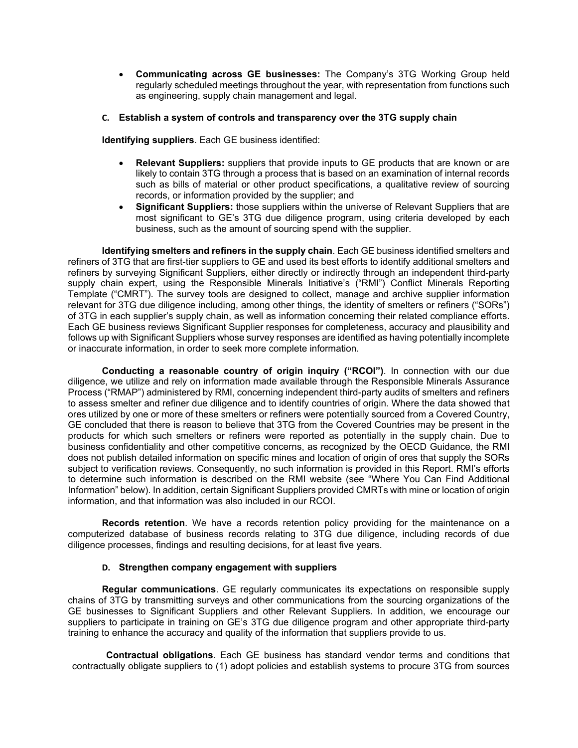- **Communicating across GE businesses:** The Company's 3TG Working Group held regularly scheduled meetings throughout the year, with representation from functions such as engineering, supply chain management and legal.

### C. Establish a system of controls and transparency over the 3TG supply chain

**Identifying suppliers**. Each GE business identified:

- **Relevant Suppliers:** suppliers that provide inputs to GE products that are known or are likely to contain 3TG through a process that is based on an examination of internal records such as bills of material or other product specifications, a qualitative review of sourcing records, or information provided by the supplier; and
- **Significant Suppliers:** those suppliers within the universe of Relevant Suppliers that are most significant to GE's 3TG due diligence program, using criteria developed by each business, such as the amount of sourcing spend with the supplier.

**Identifying smelters and refiners in the supply chain**. Each GE business identified smelters and refiners of 3TG that are first-tier suppliers to GE and used its best efforts to identify additional smelters and refiners by surveying Significant Suppliers, either directly or indirectly through an independent third-party supply chain expert, using the Responsible Minerals Initiative's ("RMI") Conflict Minerals Reporting Template ("CMRT"). The survey tools are designed to collect, manage and archive supplier information relevant for 3TG due diligence including, among other things, the identity of smelters or refiners ("SORs") of 3TG in each supplier's supply chain, as well as information concerning their related compliance efforts. Each GE business reviews Significant Supplier responses for completeness, accuracy and plausibility and follows up with Significant Suppliers whose survey responses are identified as having potentially incomplete or inaccurate information, in order to seek more complete information.

**Conducting a reasonable country of origin inquiry ("RCOI")**. In connection with our due diligence, we utilize and rely on information made available through the Responsible Minerals Assurance Process ("RMAP") administered by RMI, concerning independent third-party audits of smelters and refiners to assess smelter and refiner due diligence and to identify countries of origin. Where the data showed that ores utilized by one or more of these smelters or refiners were potentially sourced from a Covered Country, GE concluded that there is reason to believe that 3TG from the Covered Countries may be present in the products for which such smelters or refiners were reported as potentially in the supply chain. Due to business confidentiality and other competitive concerns, as recognized by the OECD Guidance*,* the RMI does not publish detailed information on specific mines and location of origin of ores that supply the SORs subject to verification reviews. Consequently, no such information is provided in this Report. RMI's efforts to determine such information is described on the RMI website (see "Where You Can Find Additional Information" below). In addition, certain Significant Suppliers provided CMRTs with mine or location of origin information, and that information was also included in our RCOI.

**Records retention**. We have a records retention policy providing for the maintenance on a computerized database of business records relating to 3TG due diligence, including records of due diligence processes, findings and resulting decisions, for at least five years.

### D. Strengthen company engagement with suppliers

**Regular communications**. GE regularly communicates its expectations on responsible supply chains of 3TG by transmitting surveys and other communications from the sourcing organizations of the GE businesses to Significant Suppliers and other Relevant Suppliers. In addition, we encourage our suppliers to participate in training on GE's 3TG due diligence program and other appropriate third-party training to enhance the accuracy and quality of the information that suppliers provide to us.

**Contractual obligations**. Each GE business has standard vendor terms and conditions that contractually obligate suppliers to (1) adopt policies and establish systems to procure 3TG from sources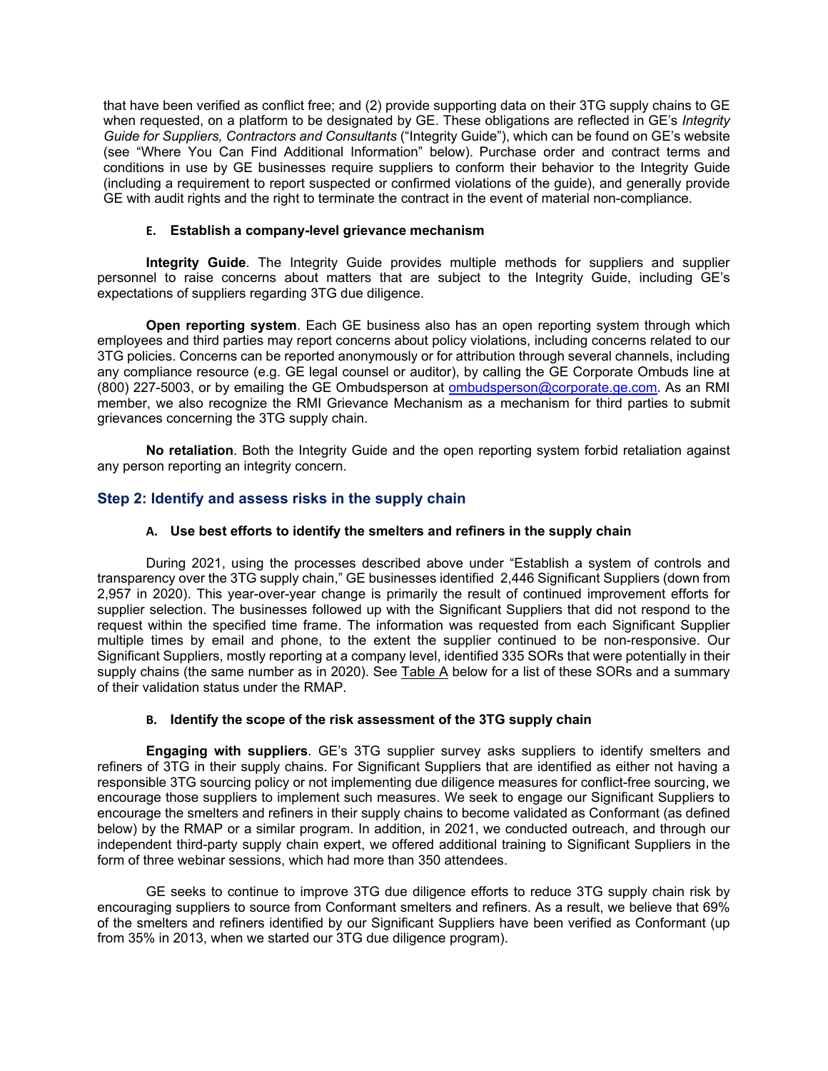that have been verified as conflict free; and (2) provide supporting data on their 3TG supply chains to GE when requested, on a platform to be designated by GE. These obligations are reflected in GE's *Integrity Guide for Suppliers, Contractors and Consultants* ("Integrity Guide"), which can be found on GE's website (see "Where You Can Find Additional Information" below). Purchase order and contract terms and conditions in use by GE businesses require suppliers to conform their behavior to the Integrity Guide (including a requirement to report suspected or confirmed violations of the guide), and generally provide GE with audit rights and the right to terminate the contract in the event of material non-compliance.

#### E. Establish a company-level grievance mechanism

**Integrity Guide**. The Integrity Guide provides multiple methods for suppliers and supplier personnel to raise concerns about matters that are subject to the Integrity Guide, including GE's expectations of suppliers regarding 3TG due diligence.

**Open reporting system**. Each GE business also has an open reporting system through which employees and third parties may report concerns about policy violations, including concerns related to our 3TG policies. Concerns can be reported anonymously or for attribution through several channels, including any compliance resource (e.g. GE legal counsel or auditor), by calling the GE Corporate Ombuds line at (800) 227-5003, or by emailing the GE Ombudsperson at ombudsperson@corporate.ge.com. As an RMI member, we also recognize the RMI Grievance Mechanism as a mechanism for third parties to submit grievances concerning the 3TG supply chain.

**No retaliation**. Both the Integrity Guide and the open reporting system forbid retaliation against any person reporting an integrity concern.

### Step 2: Identify and assess risks in the supply chain

#### A. Use best efforts to identify the smelters and refiners in the supply chain

During 2021, using the processes described above under "Establish a system of controls and transparency over the 3TG supply chain," GE businesses identified 2,446 Significant Suppliers (down from 2,957 in 2020). This year-over-year change is primarily the result of continued improvement efforts for supplier selection. The businesses followed up with the Significant Suppliers that did not respond to the request within the specified time frame. The information was requested from each Significant Supplier multiple times by email and phone, to the extent the supplier continued to be non-responsive. Our Significant Suppliers, mostly reporting at a company level, identified 335 SORs that were potentially in their supply chains (the same number as in 2020). See Table A below for a list of these SORs and a summary of their validation status under the RMAP.

#### B. Identify the scope of the risk assessment of the 3TG supply chain

**Engaging with suppliers**. GE's 3TG supplier survey asks suppliers to identify smelters and refiners of 3TG in their supply chains. For Significant Suppliers that are identified as either not having a responsible 3TG sourcing policy or not implementing due diligence measures for conflict-free sourcing, we encourage those suppliers to implement such measures. We seek to engage our Significant Suppliers to encourage the smelters and refiners in their supply chains to become validated as Conformant (as defined below) by the RMAP or a similar program. In addition, in 2021, we conducted outreach, and through our independent third-party supply chain expert, we offered additional training to Significant Suppliers in the form of three webinar sessions, which had more than 350 attendees.

GE seeks to continue to improve 3TG due diligence efforts to reduce 3TG supply chain risk by encouraging suppliers to source from Conformant smelters and refiners. As a result, we believe that 69% of the smelters and refiners identified by our Significant Suppliers have been verified as Conformant (up from 35% in 2013, when we started our 3TG due diligence program).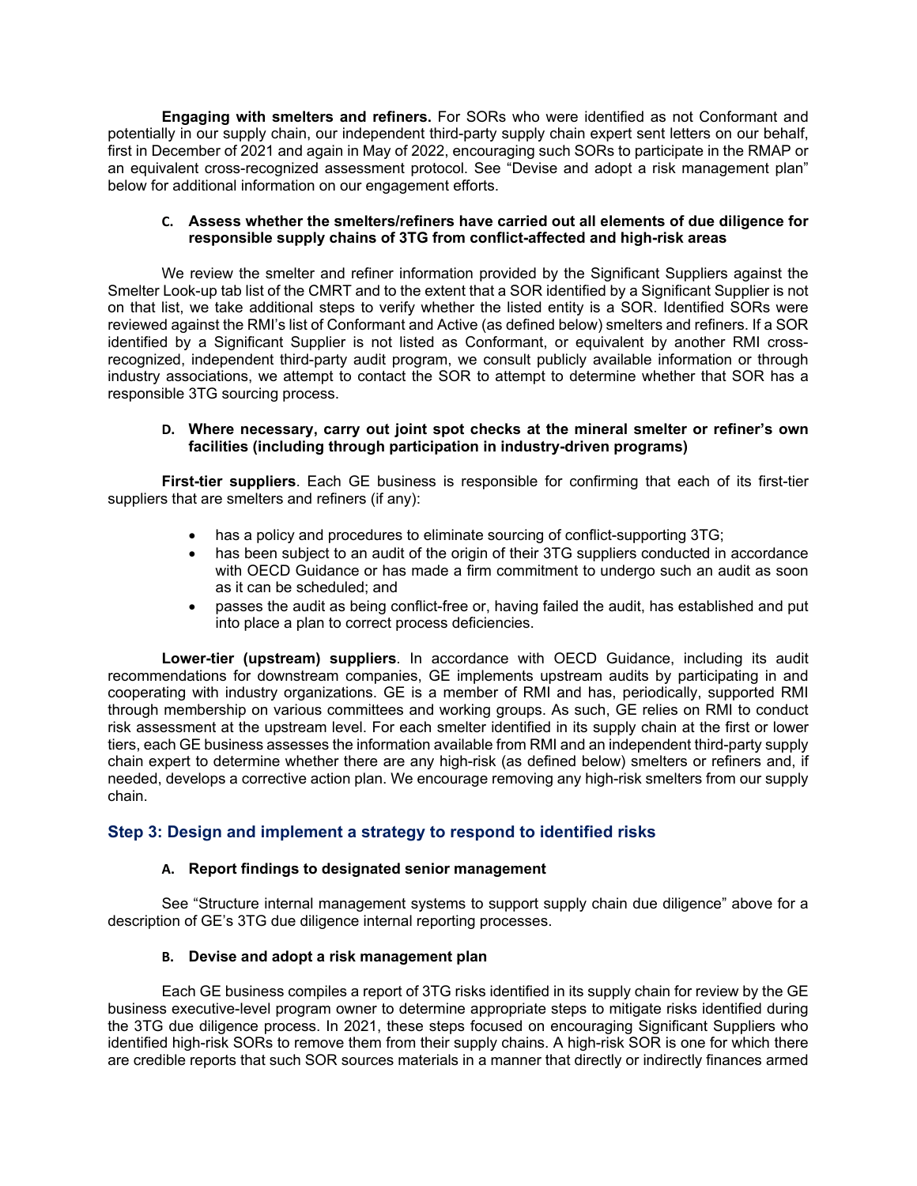**Engaging with smelters and refiners.** For SORs who were identified as not Conformant and potentially in our supply chain, our independent third-party supply chain expert sent letters on our behalf, first in December of 2021 and again in May of 2022, encouraging such SORs to participate in the RMAP or an equivalent cross-recognized assessment protocol. See "Devise and adopt a risk management plan" below for additional information on our engagement efforts.

#### C. Assess whether the smelters/refiners have carried out all elements of due diligence for responsible supply chains of 3TG from conflict-affected and high-risk areas

We review the smelter and refiner information provided by the Significant Suppliers against the Smelter Look-up tab list of the CMRT and to the extent that a SOR identified by a Significant Supplier is not on that list, we take additional steps to verify whether the listed entity is a SOR. Identified SORs were reviewed against the RMI's list of Conformant and Active (as defined below) smelters and refiners. If a SOR identified by a Significant Supplier is not listed as Conformant, or equivalent by another RMI cross-recognized, independent third-party audit program, we consult publicly available information or through industry associations, we attempt to contact the SOR to attempt to determine whether that SOR has a responsible 3TG sourcing process.

#### D. Where necessary, carry out joint spot checks at the mineral smelter or refiner's own facilities (including through participation in industry-driven programs)

**First-tier suppliers**. Each GE business is responsible for confirming that each of its first-tier suppliers that are smelters and refiners (if any):

- has a policy and procedures to eliminate sourcing of conflict-supporting 3TG;
- has been subject to an audit of the origin of their 3TG suppliers conducted in accordance with OECD Guidance or has made a firm commitment to undergo such an audit as soon as it can be scheduled; and
- passes the audit as being conflict-free or, having failed the audit, has established and put into place a plan to correct process deficiencies.

**Lower-tier (upstream) suppliers**. In accordance with OECD Guidance, including its audit recommendations for downstream companies, GE implements upstream audits by participating in and cooperating with industry organizations. GE is a member of RMI and has, periodically, supported RMI through membership on various committees and working groups. As such, GE relies on RMI to conduct risk assessment at the upstream level. For each smelter identified in its supply chain at the first or lower tiers, each GE business assesses the information available from RMI and an independent third-party supply chain expert to determine whether there are any high-risk (as defined below) smelters or refiners and, if needed, develops a corrective action plan. We encourage removing any high-risk smelters from our supply chain.

### Step 3: Design and implement a strategy to respond to identified risks

#### A. Report findings to designated senior management

See "Structure internal management systems to support supply chain due diligence" above for a description of GE's 3TG due diligence internal reporting processes.

#### B. Devise and adopt a risk management plan

Each GE business compiles a report of 3TG risks identified in its supply chain for review by the GE business executive-level program owner to determine appropriate steps to mitigate risks identified during the 3TG due diligence process. In 2021, these steps focused on encouraging Significant Suppliers who identified high-risk SORs to remove them from their supply chains. A high-risk SOR is one for which there are credible reports that such SOR sources materials in a manner that directly or indirectly finances armed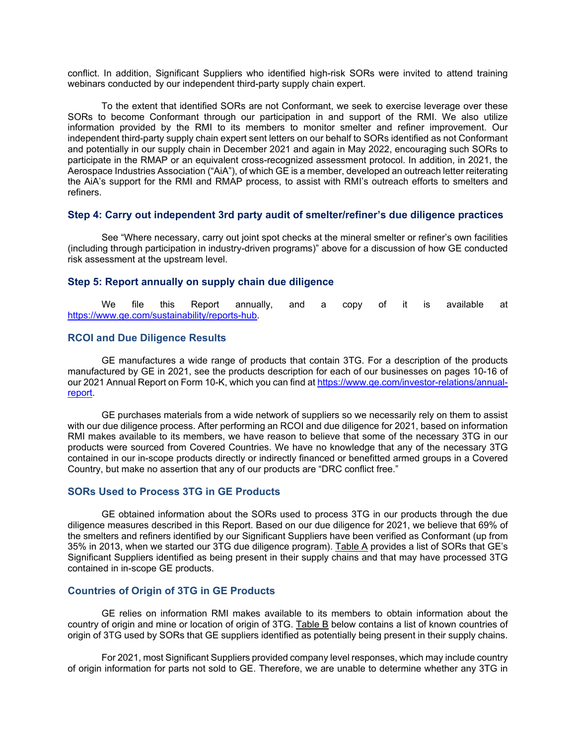conflict. In addition, Significant Suppliers who identified high-risk SORs were invited to attend training webinars conducted by our independent third-party supply chain expert.

To the extent that identified SORs are not Conformant, we seek to exercise leverage over these SORs to become Conformant through our participation in and support of the RMI. We also utilize information provided by the RMI to its members to monitor smelter and refiner improvement. Our independent third-party supply chain expert sent letters on our behalf to SORs identified as not Conformant and potentially in our supply chain in December 2021 and again in May 2022, encouraging such SORs to participate in the RMAP or an equivalent cross-recognized assessment protocol. In addition, in 2021, the Aerospace Industries Association ("AiA"), of which GE is a member, developed an outreach letter reiterating the AiA's support for the RMI and RMAP process, to assist with RMI's outreach efforts to smelters and refiners.

### Step 4: Carry out independent 3rd party audit of smelter/refiner's due diligence practices

See "Where necessary, carry out joint spot checks at the mineral smelter or refiner's own facilities (including through participation in industry-driven programs)" above for a discussion of how GE conducted risk assessment at the upstream level.

### Step 5: Report annually on supply chain due diligence

We file this Report annually, and a copy of it is available at https://www.ge.com/sustainability/reports-hub.

## RCOI and Due Diligence Results

GE manufactures a wide range of products that contain 3TG. For a description of the products manufactured by GE in 2021, see the products description for each of our businesses on pages 10-16 of our 2021 Annual Report on Form 10-K, which you can find at https://www.ge.com/investor-relations/annual-report.

GE purchases materials from a wide network of suppliers so we necessarily rely on them to assist with our due diligence process. After performing an RCOI and due diligence for 2021, based on information RMI makes available to its members, we have reason to believe that some of the necessary 3TG in our products were sourced from Covered Countries. We have no knowledge that any of the necessary 3TG contained in our in-scope products directly or indirectly financed or benefitted armed groups in a Covered Country, but make no assertion that any of our products are "DRC conflict free."

## SORs Used to Process 3TG in GE Products

GE obtained information about the SORs used to process 3TG in our products through the due diligence measures described in this Report. Based on our due diligence for 2021, we believe that 69% of the smelters and refiners identified by our Significant Suppliers have been verified as Conformant (up from 35% in 2013, when we started our 3TG due diligence program). Table A provides a list of SORs that GE's Significant Suppliers identified as being present in their supply chains and that may have processed 3TG contained in in-scope GE products.

## Countries of Origin of 3TG in GE Products

GE relies on information RMI makes available to its members to obtain information about the country of origin and mine or location of origin of 3TG. Table B below contains a list of known countries of origin of 3TG used by SORs that GE suppliers identified as potentially being present in their supply chains.

For 2021, most Significant Suppliers provided company level responses, which may include country of origin information for parts not sold to GE. Therefore, we are unable to determine whether any 3TG in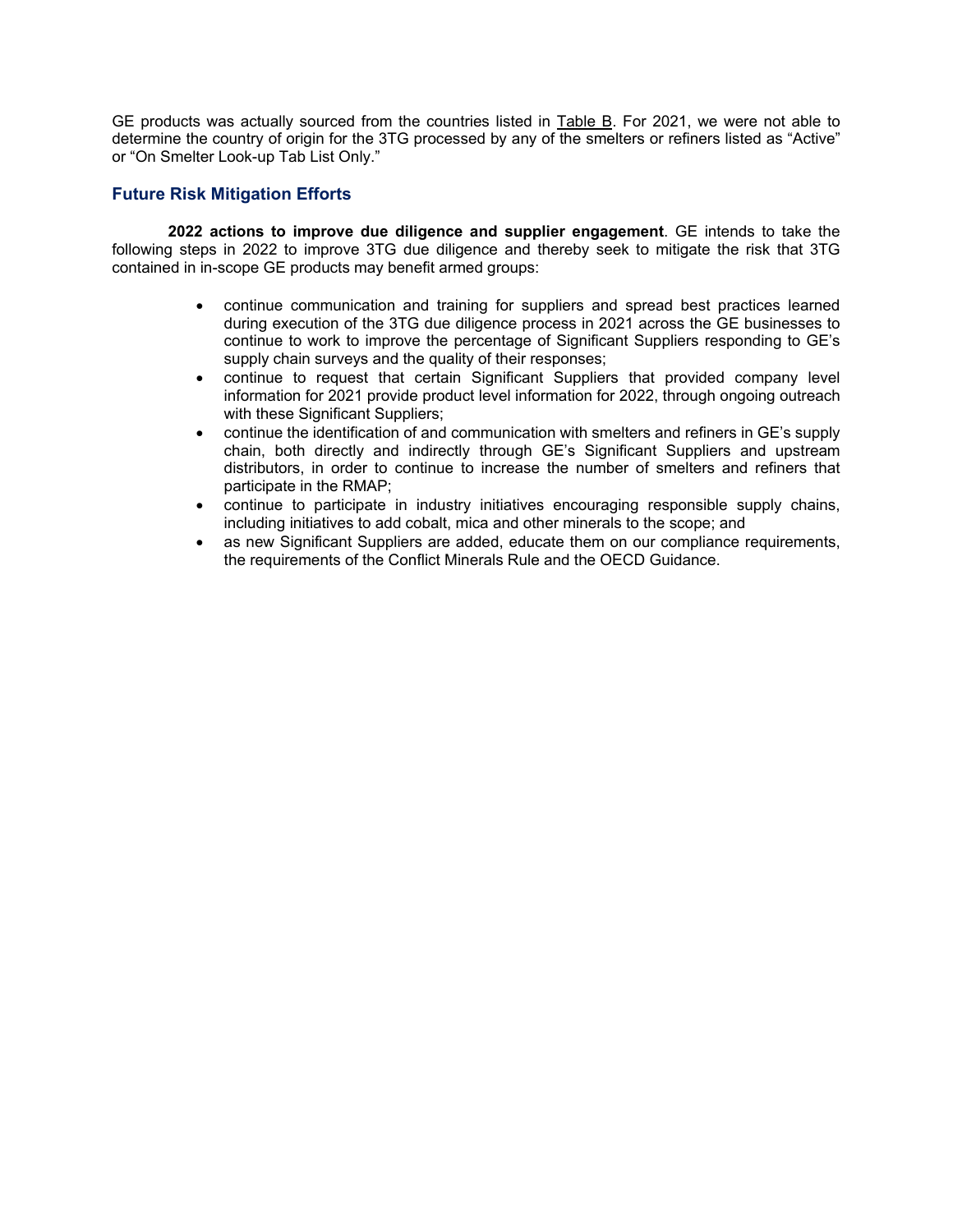GE products was actually sourced from the countries listed in Table B. For 2021, we were not able to determine the country of origin for the 3TG processed by any of the smelters or refiners listed as "Active" or "On Smelter Look-up Tab List Only."

## Future Risk Mitigation Efforts

**2022 actions to improve due diligence and supplier engagement**. GE intends to take the following steps in 2022 to improve 3TG due diligence and thereby seek to mitigate the risk that 3TG contained in in-scope GE products may benefit armed groups:

- continue communication and training for suppliers and spread best practices learned during execution of the 3TG due diligence process in 2021 across the GE businesses to continue to work to improve the percentage of Significant Suppliers responding to GE's supply chain surveys and the quality of their responses;
- continue to request that certain Significant Suppliers that provided company level information for 2021 provide product level information for 2022, through ongoing outreach with these Significant Suppliers;
- continue the identification of and communication with smelters and refiners in GE's supply chain, both directly and indirectly through GE's Significant Suppliers and upstream distributors, in order to continue to increase the number of smelters and refiners that participate in the RMAP;
- continue to participate in industry initiatives encouraging responsible supply chains, including initiatives to add cobalt, mica and other minerals to the scope; and
- as new Significant Suppliers are added, educate them on our compliance requirements, the requirements of the Conflict Minerals Rule and the OECD Guidance.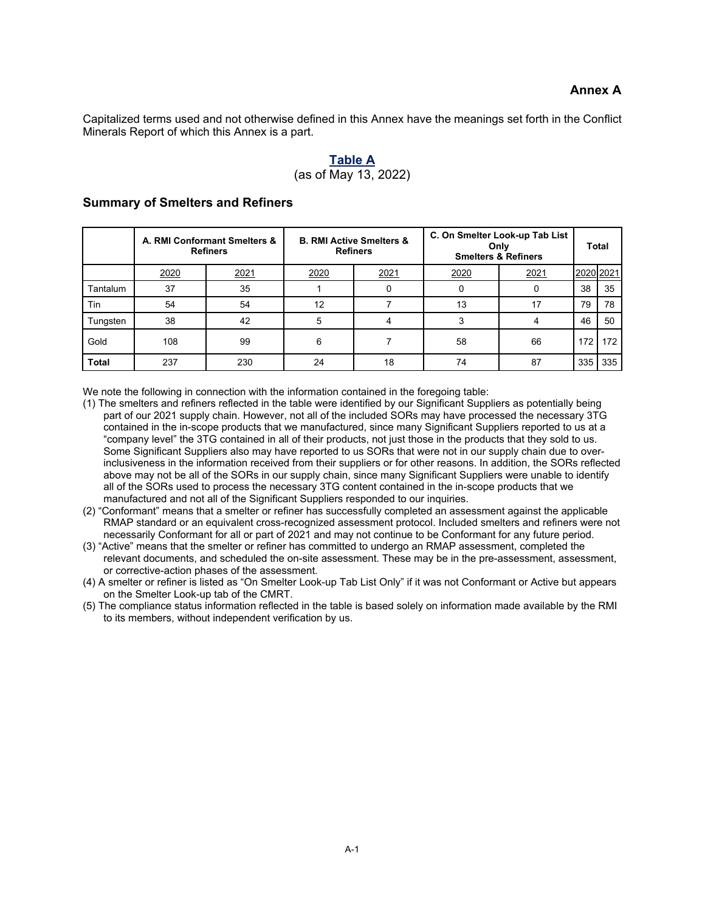# Annex A

Capitalized terms used and not otherwise defined in this Annex have the meanings set forth in the Conflict Minerals Report of which this Annex is a part.

## Table A

(as of May 13, 2022)

### Summary of Smelters and Refiners

| | A. RMI Conformant Smelters & Refiners | | B. RMI Active Smelters & Refiners | | C. On Smelter Look-up Tab List Only Smelters & Refiners | | Total | |
|---|---|---|---|---|---|---|---|---|
| | 2020 | 2021 | 2020 | 2021 | 2020 | 2021 | 2020 | 2021 |
| Tantalum | 37 | 35 | 1 | 0 | 0 | 0 | 38 | 35 |
| Tin | 54 | 54 | 12 | 7 | 13 | 17 | 79 | 78 |
| Tungsten | 38 | 42 | 5 | 4 | 3 | 4 | 46 | 50 |
| Gold | 108 | 99 | 6 | 7 | 58 | 66 | 172 | 172 |
| **Total** | 237 | 230 | 24 | 18 | 74 | 87 | 335 | 335 |

We note the following in connection with the information contained in the foregoing table:

(1) The smelters and refiners reflected in the table were identified by our Significant Suppliers as potentially being part of our 2021 supply chain. However, not all of the included SORs may have processed the necessary 3TG contained in the in-scope products that we manufactured, since many Significant Suppliers reported to us at a "company level" the 3TG contained in all of their products, not just those in the products that they sold to us. Some Significant Suppliers also may have reported to us SORs that were not in our supply chain due to over-inclusiveness in the information received from their suppliers or for other reasons. In addition, the SORs reflected above may not be all of the SORs in our supply chain, since many Significant Suppliers were unable to identify all of the SORs used to process the necessary 3TG content contained in the in-scope products that we manufactured and not all of the Significant Suppliers responded to our inquiries.

(2) "Conformant" means that a smelter or refiner has successfully completed an assessment against the applicable RMAP standard or an equivalent cross-recognized assessment protocol. Included smelters and refiners were not necessarily Conformant for all or part of 2021 and may not continue to be Conformant for any future period.

(3) "Active" means that the smelter or refiner has committed to undergo an RMAP assessment, completed the relevant documents, and scheduled the on-site assessment. These may be in the pre-assessment, assessment, or corrective-action phases of the assessment.

(4) A smelter or refiner is listed as "On Smelter Look-up Tab List Only" if it was not Conformant or Active but appears on the Smelter Look-up tab of the CMRT.

(5) The compliance status information reflected in the table is based solely on information made available by the RMI to its members, without independent verification by us.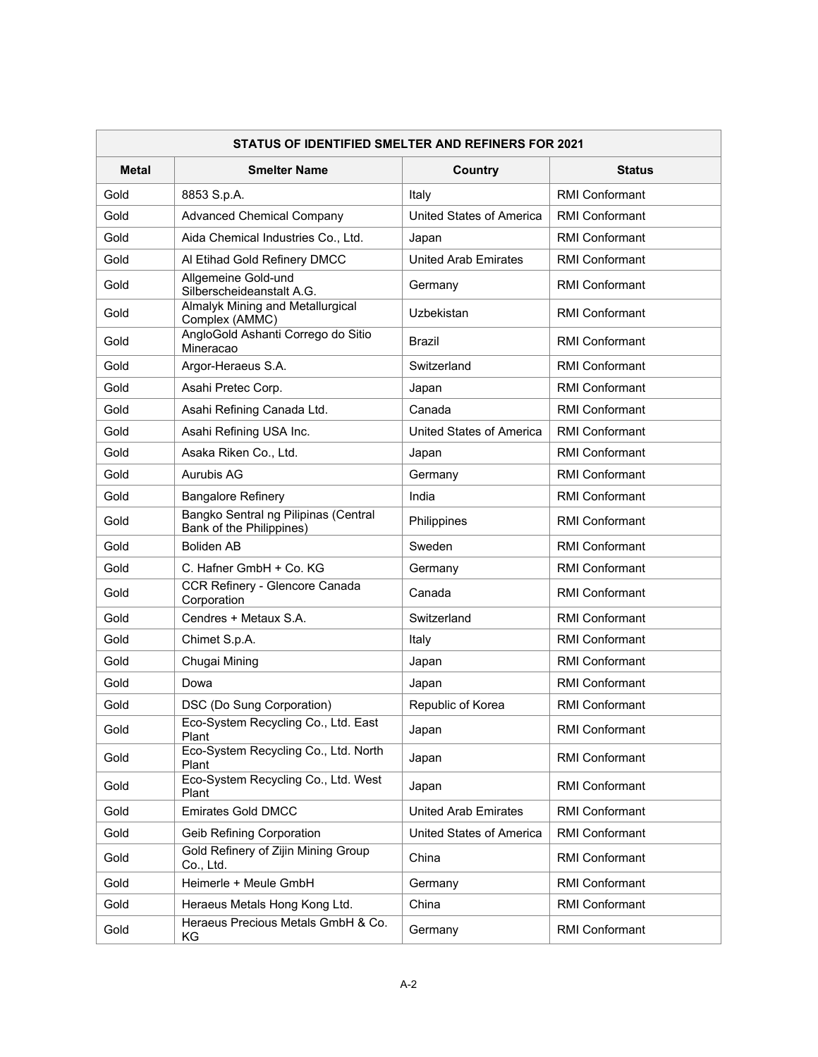| STATUS OF IDENTIFIED SMELTER AND REFINERS FOR 2021 | | | |
|---|---|---|---|
| **Metal** | **Smelter Name** | **Country** | **Status** |
| Gold | 8853 S.p.A. | Italy | RMI Conformant |
| Gold | Advanced Chemical Company | United States of America | RMI Conformant |
| Gold | Aida Chemical Industries Co., Ltd. | Japan | RMI Conformant |
| Gold | Al Etihad Gold Refinery DMCC | United Arab Emirates | RMI Conformant |
| Gold | Allgemeine Gold-und Silberscheideanstalt A.G. | Germany | RMI Conformant |
| Gold | Almalyk Mining and Metallurgical Complex (AMMC) | Uzbekistan | RMI Conformant |
| Gold | AngloGold Ashanti Corrego do Sitio Mineracao | Brazil | RMI Conformant |
| Gold | Argor-Heraeus S.A. | Switzerland | RMI Conformant |
| Gold | Asahi Pretec Corp. | Japan | RMI Conformant |
| Gold | Asahi Refining Canada Ltd. | Canada | RMI Conformant |
| Gold | Asahi Refining USA Inc. | United States of America | RMI Conformant |
| Gold | Asaka Riken Co., Ltd. | Japan | RMI Conformant |
| Gold | Aurubis AG | Germany | RMI Conformant |
| Gold | Bangalore Refinery | India | RMI Conformant |
| Gold | Bangko Sentral ng Pilipinas (Central Bank of the Philippines) | Philippines | RMI Conformant |
| Gold | Boliden AB | Sweden | RMI Conformant |
| Gold | C. Hafner GmbH + Co. KG | Germany | RMI Conformant |
| Gold | CCR Refinery - Glencore Canada Corporation | Canada | RMI Conformant |
| Gold | Cendres + Metaux S.A. | Switzerland | RMI Conformant |
| Gold | Chimet S.p.A. | Italy | RMI Conformant |
| Gold | Chugai Mining | Japan | RMI Conformant |
| Gold | Dowa | Japan | RMI Conformant |
| Gold | DSC (Do Sung Corporation) | Republic of Korea | RMI Conformant |
| Gold | Eco-System Recycling Co., Ltd. East Plant | Japan | RMI Conformant |
| Gold | Eco-System Recycling Co., Ltd. North Plant | Japan | RMI Conformant |
| Gold | Eco-System Recycling Co., Ltd. West Plant | Japan | RMI Conformant |
| Gold | Emirates Gold DMCC | United Arab Emirates | RMI Conformant |
| Gold | Geib Refining Corporation | United States of America | RMI Conformant |
| Gold | Gold Refinery of Zijin Mining Group Co., Ltd. | China | RMI Conformant |
| Gold | Heimerle + Meule GmbH | Germany | RMI Conformant |
| Gold | Heraeus Metals Hong Kong Ltd. | China | RMI Conformant |
| Gold | Heraeus Precious Metals GmbH & Co. KG | Germany | RMI Conformant |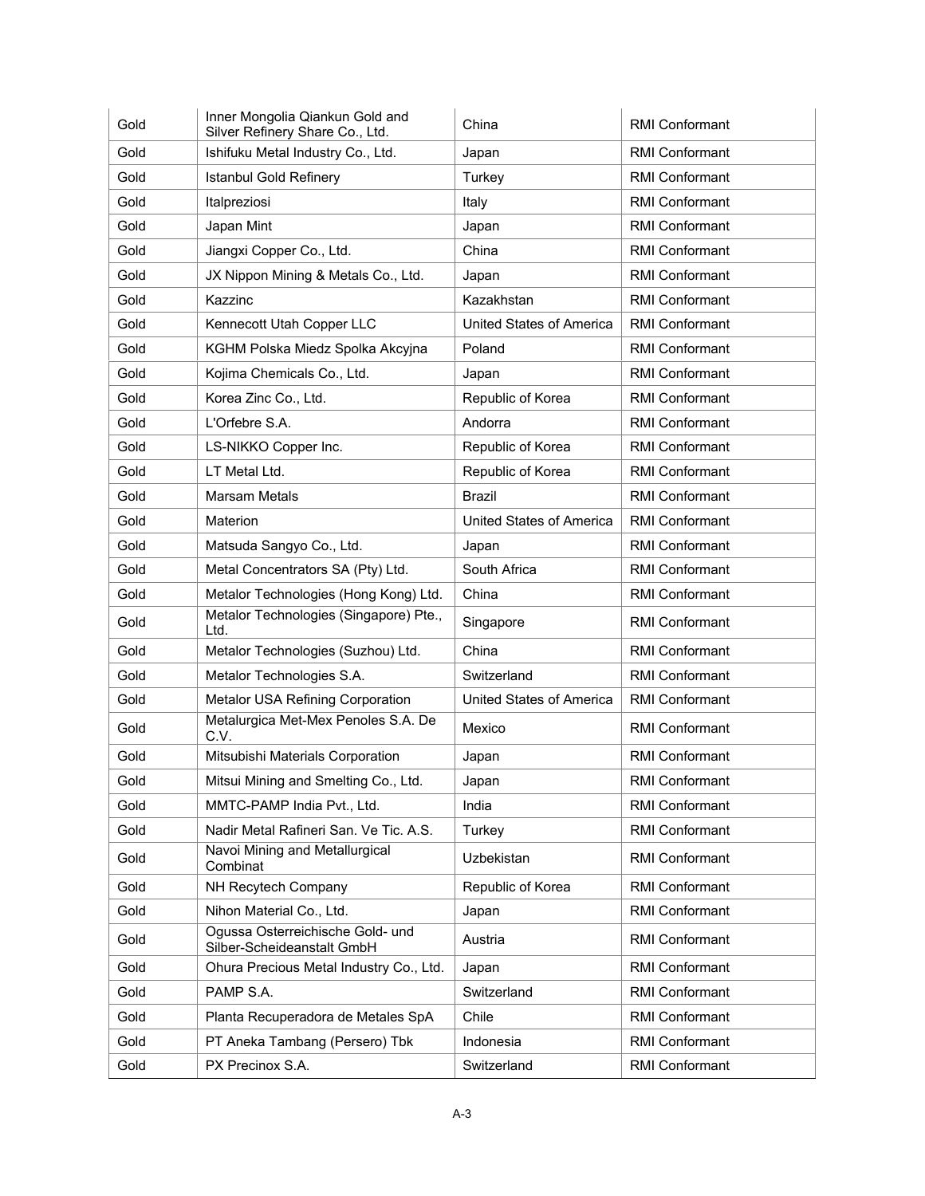| Gold | Inner Mongolia Qiankun Gold and Silver Refinery Share Co., Ltd. | China | RMI Conformant |
|---|---|---|---|
| Gold | Ishifuku Metal Industry Co., Ltd. | Japan | RMI Conformant |
| Gold | Istanbul Gold Refinery | Turkey | RMI Conformant |
| Gold | Italpreziosi | Italy | RMI Conformant |
| Gold | Japan Mint | Japan | RMI Conformant |
| Gold | Jiangxi Copper Co., Ltd. | China | RMI Conformant |
| Gold | JX Nippon Mining & Metals Co., Ltd. | Japan | RMI Conformant |
| Gold | Kazzinc | Kazakhstan | RMI Conformant |
| Gold | Kennecott Utah Copper LLC | United States of America | RMI Conformant |
| Gold | KGHM Polska Miedz Spolka Akcyjna | Poland | RMI Conformant |
| Gold | Kojima Chemicals Co., Ltd. | Japan | RMI Conformant |
| Gold | Korea Zinc Co., Ltd. | Republic of Korea | RMI Conformant |
| Gold | L'Orfebre S.A. | Andorra | RMI Conformant |
| Gold | LS-NIKKO Copper Inc. | Republic of Korea | RMI Conformant |
| Gold | LT Metal Ltd. | Republic of Korea | RMI Conformant |
| Gold | Marsam Metals | Brazil | RMI Conformant |
| Gold | Materion | United States of America | RMI Conformant |
| Gold | Matsuda Sangyo Co., Ltd. | Japan | RMI Conformant |
| Gold | Metal Concentrators SA (Pty) Ltd. | South Africa | RMI Conformant |
| Gold | Metalor Technologies (Hong Kong) Ltd. | China | RMI Conformant |
| Gold | Metalor Technologies (Singapore) Pte., Ltd. | Singapore | RMI Conformant |
| Gold | Metalor Technologies (Suzhou) Ltd. | China | RMI Conformant |
| Gold | Metalor Technologies S.A. | Switzerland | RMI Conformant |
| Gold | Metalor USA Refining Corporation | United States of America | RMI Conformant |
| Gold | Metalurgica Met-Mex Penoles S.A. De C.V. | Mexico | RMI Conformant |
| Gold | Mitsubishi Materials Corporation | Japan | RMI Conformant |
| Gold | Mitsui Mining and Smelting Co., Ltd. | Japan | RMI Conformant |
| Gold | MMTC-PAMP India Pvt., Ltd. | India | RMI Conformant |
| Gold | Nadir Metal Rafineri San. Ve Tic. A.S. | Turkey | RMI Conformant |
| Gold | Navoi Mining and Metallurgical Combinat | Uzbekistan | RMI Conformant |
| Gold | NH Recytech Company | Republic of Korea | RMI Conformant |
| Gold | Nihon Material Co., Ltd. | Japan | RMI Conformant |
| Gold | Ogussa Osterreichische Gold- und Silber-Scheideanstalt GmbH | Austria | RMI Conformant |
| Gold | Ohura Precious Metal Industry Co., Ltd. | Japan | RMI Conformant |
| Gold | PAMP S.A. | Switzerland | RMI Conformant |
| Gold | Planta Recuperadora de Metales SpA | Chile | RMI Conformant |
| Gold | PT Aneka Tambang (Persero) Tbk | Indonesia | RMI Conformant |
| Gold | PX Precinox S.A. | Switzerland | RMI Conformant |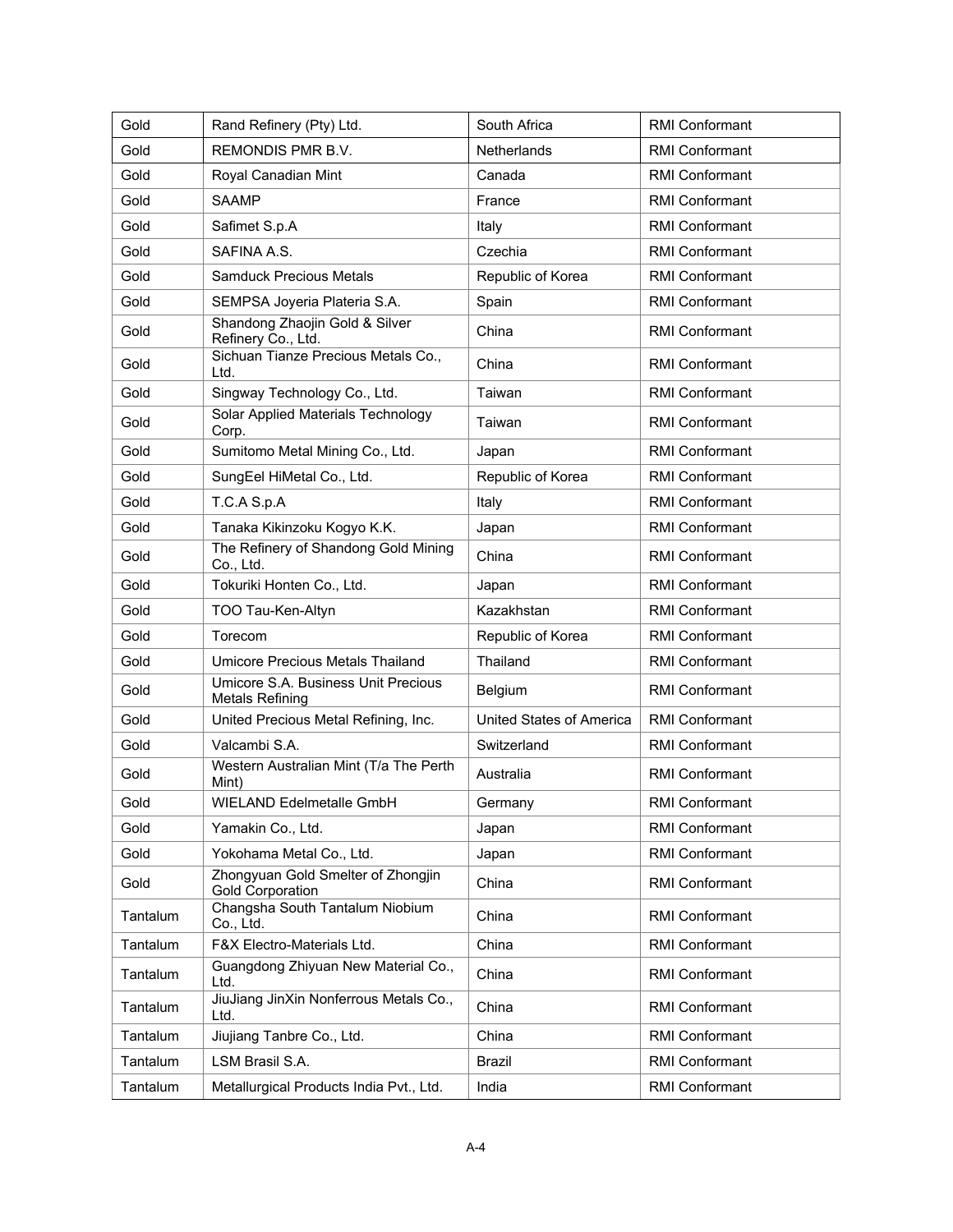| Gold | Rand Refinery (Pty) Ltd. | South Africa | RMI Conformant |
|---|---|---|---|
| Gold | REMONDIS PMR B.V. | Netherlands | RMI Conformant |
| Gold | Royal Canadian Mint | Canada | RMI Conformant |
| Gold | SAAMP | France | RMI Conformant |
| Gold | Safimet S.p.A | Italy | RMI Conformant |
| Gold | SAFINA A.S. | Czechia | RMI Conformant |
| Gold | Samduck Precious Metals | Republic of Korea | RMI Conformant |
| Gold | SEMPSA Joyeria Plateria S.A. | Spain | RMI Conformant |
| Gold | Shandong Zhaojin Gold & Silver Refinery Co., Ltd. | China | RMI Conformant |
| Gold | Sichuan Tianze Precious Metals Co., Ltd. | China | RMI Conformant |
| Gold | Singway Technology Co., Ltd. | Taiwan | RMI Conformant |
| Gold | Solar Applied Materials Technology Corp. | Taiwan | RMI Conformant |
| Gold | Sumitomo Metal Mining Co., Ltd. | Japan | RMI Conformant |
| Gold | SungEel HiMetal Co., Ltd. | Republic of Korea | RMI Conformant |
| Gold | T.C.A S.p.A | Italy | RMI Conformant |
| Gold | Tanaka Kikinzoku Kogyo K.K. | Japan | RMI Conformant |
| Gold | The Refinery of Shandong Gold Mining Co., Ltd. | China | RMI Conformant |
| Gold | Tokuriki Honten Co., Ltd. | Japan | RMI Conformant |
| Gold | TOO Tau-Ken-Altyn | Kazakhstan | RMI Conformant |
| Gold | Torecom | Republic of Korea | RMI Conformant |
| Gold | Umicore Precious Metals Thailand | Thailand | RMI Conformant |
| Gold | Umicore S.A. Business Unit Precious Metals Refining | Belgium | RMI Conformant |
| Gold | United Precious Metal Refining, Inc. | United States of America | RMI Conformant |
| Gold | Valcambi S.A. | Switzerland | RMI Conformant |
| Gold | Western Australian Mint (T/a The Perth Mint) | Australia | RMI Conformant |
| Gold | WIELAND Edelmetalle GmbH | Germany | RMI Conformant |
| Gold | Yamakin Co., Ltd. | Japan | RMI Conformant |
| Gold | Yokohama Metal Co., Ltd. | Japan | RMI Conformant |
| Gold | Zhongyuan Gold Smelter of Zhongjin Gold Corporation | China | RMI Conformant |
| Tantalum | Changsha South Tantalum Niobium Co., Ltd. | China | RMI Conformant |
| Tantalum | F&X Electro-Materials Ltd. | China | RMI Conformant |
| Tantalum | Guangdong Zhiyuan New Material Co., Ltd. | China | RMI Conformant |
| Tantalum | JiuJiang JinXin Nonferrous Metals Co., Ltd. | China | RMI Conformant |
| Tantalum | Jiujiang Tanbre Co., Ltd. | China | RMI Conformant |
| Tantalum | LSM Brasil S.A. | Brazil | RMI Conformant |
| Tantalum | Metallurgical Products India Pvt., Ltd. | India | RMI Conformant |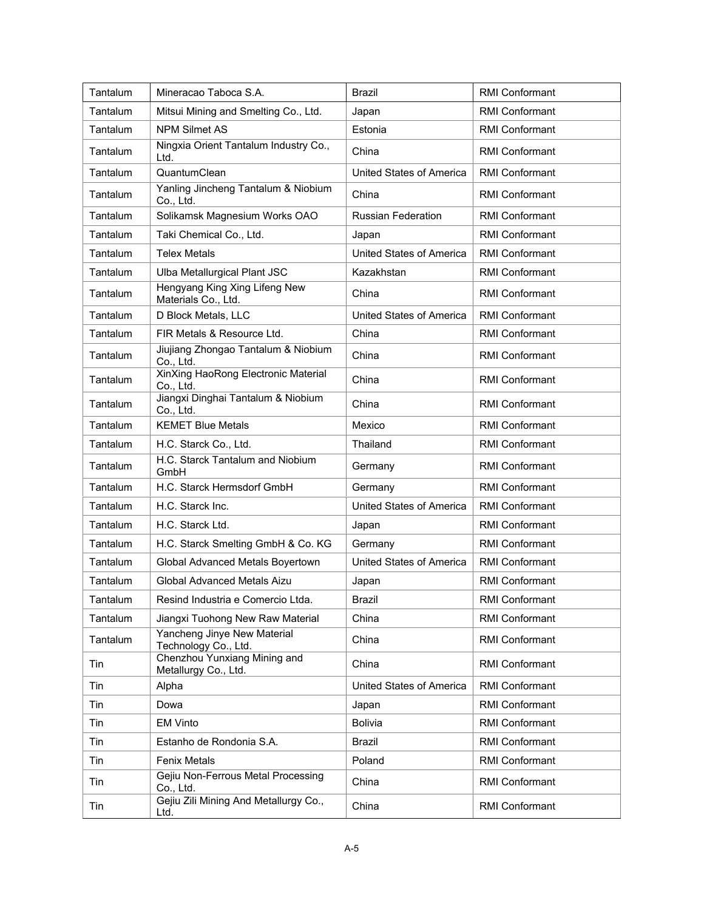| Tantalum | Mineracao Taboca S.A. | Brazil | RMI Conformant |
|---|---|---|---|
| Tantalum | Mitsui Mining and Smelting Co., Ltd. | Japan | RMI Conformant |
| Tantalum | NPM Silmet AS | Estonia | RMI Conformant |
| Tantalum | Ningxia Orient Tantalum Industry Co., Ltd. | China | RMI Conformant |
| Tantalum | QuantumClean | United States of America | RMI Conformant |
| Tantalum | Yanling Jincheng Tantalum & Niobium Co., Ltd. | China | RMI Conformant |
| Tantalum | Solikamsk Magnesium Works OAO | Russian Federation | RMI Conformant |
| Tantalum | Taki Chemical Co., Ltd. | Japan | RMI Conformant |
| Tantalum | Telex Metals | United States of America | RMI Conformant |
| Tantalum | Ulba Metallurgical Plant JSC | Kazakhstan | RMI Conformant |
| Tantalum | Hengyang King Xing Lifeng New Materials Co., Ltd. | China | RMI Conformant |
| Tantalum | D Block Metals, LLC | United States of America | RMI Conformant |
| Tantalum | FIR Metals & Resource Ltd. | China | RMI Conformant |
| Tantalum | Jiujiang Zhongao Tantalum & Niobium Co., Ltd. | China | RMI Conformant |
| Tantalum | XinXing HaoRong Electronic Material Co., Ltd. | China | RMI Conformant |
| Tantalum | Jiangxi Dinghai Tantalum & Niobium Co., Ltd. | China | RMI Conformant |
| Tantalum | KEMET Blue Metals | Mexico | RMI Conformant |
| Tantalum | H.C. Starck Co., Ltd. | Thailand | RMI Conformant |
| Tantalum | H.C. Starck Tantalum and Niobium GmbH | Germany | RMI Conformant |
| Tantalum | H.C. Starck Hermsdorf GmbH | Germany | RMI Conformant |
| Tantalum | H.C. Starck Inc. | United States of America | RMI Conformant |
| Tantalum | H.C. Starck Ltd. | Japan | RMI Conformant |
| Tantalum | H.C. Starck Smelting GmbH & Co. KG | Germany | RMI Conformant |
| Tantalum | Global Advanced Metals Boyertown | United States of America | RMI Conformant |
| Tantalum | Global Advanced Metals Aizu | Japan | RMI Conformant |
| Tantalum | Resind Industria e Comercio Ltda. | Brazil | RMI Conformant |
| Tantalum | Jiangxi Tuohong New Raw Material | China | RMI Conformant |
| Tantalum | Yancheng Jinye New Material Technology Co., Ltd. | China | RMI Conformant |
| Tin | Chenzhou Yunxiang Mining and Metallurgy Co., Ltd. | China | RMI Conformant |
| Tin | Alpha | United States of America | RMI Conformant |
| Tin | Dowa | Japan | RMI Conformant |
| Tin | EM Vinto | Bolivia | RMI Conformant |
| Tin | Estanho de Rondonia S.A. | Brazil | RMI Conformant |
| Tin | Fenix Metals | Poland | RMI Conformant |
| Tin | Gejiu Non-Ferrous Metal Processing Co., Ltd. | China | RMI Conformant |
| Tin | Gejiu Zili Mining And Metallurgy Co., Ltd. | China | RMI Conformant |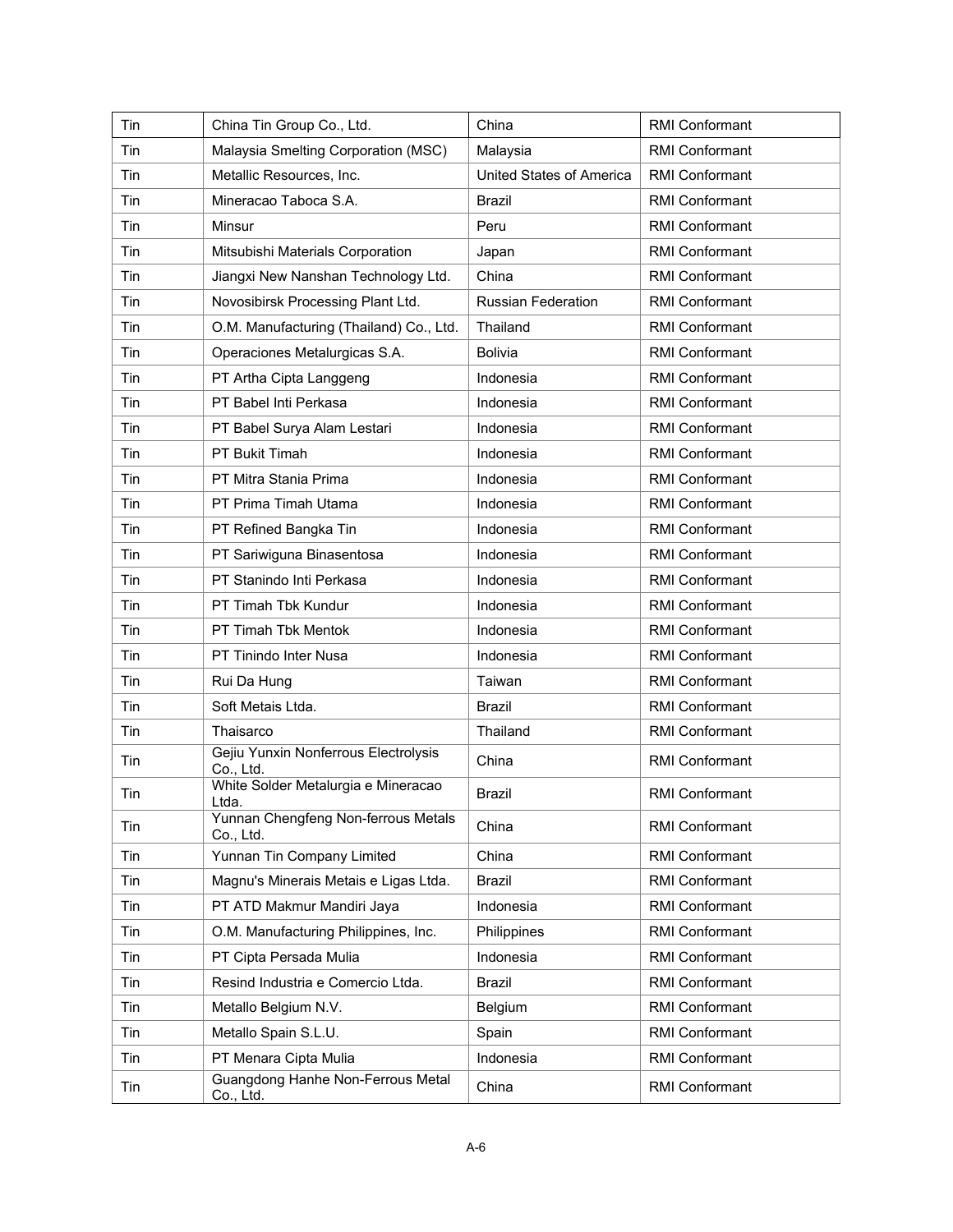| Tin | China Tin Group Co., Ltd. | China | RMI Conformant |
|---|---|---|---|
| Tin | Malaysia Smelting Corporation (MSC) | Malaysia | RMI Conformant |
| Tin | Metallic Resources, Inc. | United States of America | RMI Conformant |
| Tin | Mineracao Taboca S.A. | Brazil | RMI Conformant |
| Tin | Minsur | Peru | RMI Conformant |
| Tin | Mitsubishi Materials Corporation | Japan | RMI Conformant |
| Tin | Jiangxi New Nanshan Technology Ltd. | China | RMI Conformant |
| Tin | Novosibirsk Processing Plant Ltd. | Russian Federation | RMI Conformant |
| Tin | O.M. Manufacturing (Thailand) Co., Ltd. | Thailand | RMI Conformant |
| Tin | Operaciones Metalurgicas S.A. | Bolivia | RMI Conformant |
| Tin | PT Artha Cipta Langgeng | Indonesia | RMI Conformant |
| Tin | PT Babel Inti Perkasa | Indonesia | RMI Conformant |
| Tin | PT Babel Surya Alam Lestari | Indonesia | RMI Conformant |
| Tin | PT Bukit Timah | Indonesia | RMI Conformant |
| Tin | PT Mitra Stania Prima | Indonesia | RMI Conformant |
| Tin | PT Prima Timah Utama | Indonesia | RMI Conformant |
| Tin | PT Refined Bangka Tin | Indonesia | RMI Conformant |
| Tin | PT Sariwiguna Binasentosa | Indonesia | RMI Conformant |
| Tin | PT Stanindo Inti Perkasa | Indonesia | RMI Conformant |
| Tin | PT Timah Tbk Kundur | Indonesia | RMI Conformant |
| Tin | PT Timah Tbk Mentok | Indonesia | RMI Conformant |
| Tin | PT Tinindo Inter Nusa | Indonesia | RMI Conformant |
| Tin | Rui Da Hung | Taiwan | RMI Conformant |
| Tin | Soft Metais Ltda. | Brazil | RMI Conformant |
| Tin | Thaisarco | Thailand | RMI Conformant |
| Tin | Gejiu Yunxin Nonferrous Electrolysis Co., Ltd. | China | RMI Conformant |
| Tin | White Solder Metalurgia e Mineracao Ltda. | Brazil | RMI Conformant |
| Tin | Yunnan Chengfeng Non-ferrous Metals Co., Ltd. | China | RMI Conformant |
| Tin | Yunnan Tin Company Limited | China | RMI Conformant |
| Tin | Magnu's Minerais Metais e Ligas Ltda. | Brazil | RMI Conformant |
| Tin | PT ATD Makmur Mandiri Jaya | Indonesia | RMI Conformant |
| Tin | O.M. Manufacturing Philippines, Inc. | Philippines | RMI Conformant |
| Tin | PT Cipta Persada Mulia | Indonesia | RMI Conformant |
| Tin | Resind Industria e Comercio Ltda. | Brazil | RMI Conformant |
| Tin | Metallo Belgium N.V. | Belgium | RMI Conformant |
| Tin | Metallo Spain S.L.U. | Spain | RMI Conformant |
| Tin | PT Menara Cipta Mulia | Indonesia | RMI Conformant |
| Tin | Guangdong Hanhe Non-Ferrous Metal Co., Ltd. | China | RMI Conformant |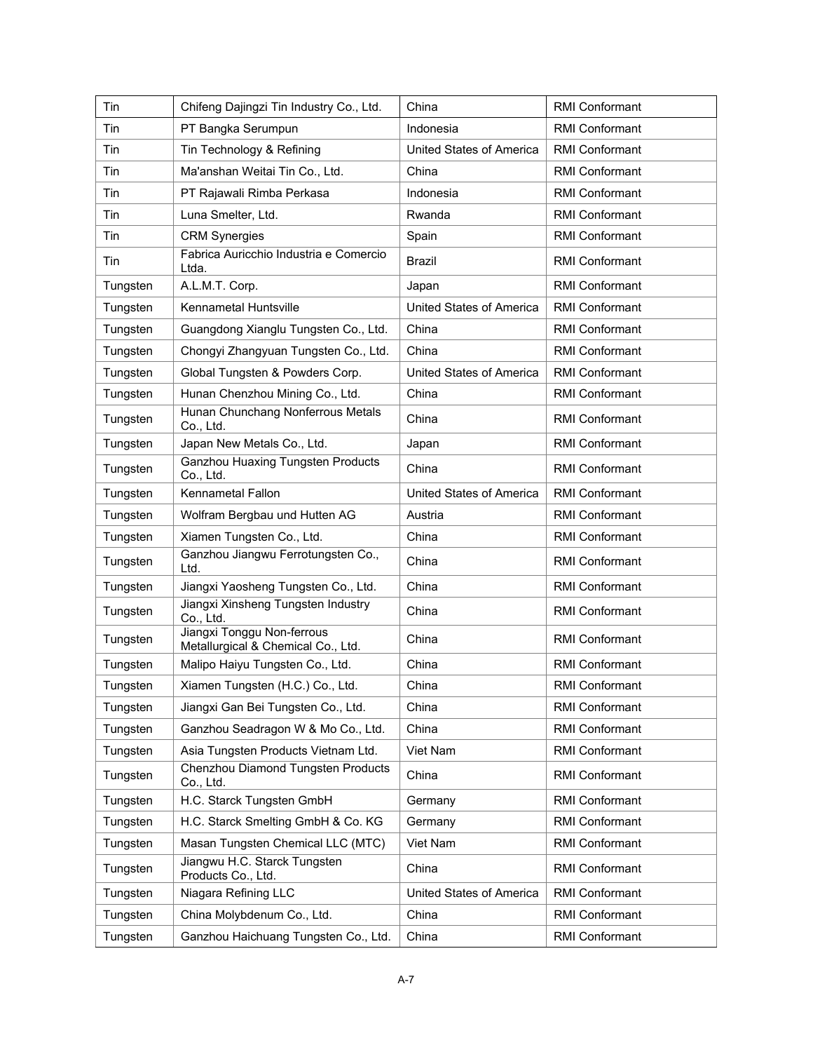| Tin | Chifeng Dajingzi Tin Industry Co., Ltd. | China | RMI Conformant |
|---|---|---|---|
| Tin | PT Bangka Serumpun | Indonesia | RMI Conformant |
| Tin | Tin Technology & Refining | United States of America | RMI Conformant |
| Tin | Ma'anshan Weitai Tin Co., Ltd. | China | RMI Conformant |
| Tin | PT Rajawali Rimba Perkasa | Indonesia | RMI Conformant |
| Tin | Luna Smelter, Ltd. | Rwanda | RMI Conformant |
| Tin | CRM Synergies | Spain | RMI Conformant |
| Tin | Fabrica Auricchio Industria e Comercio Ltda. | Brazil | RMI Conformant |
| Tungsten | A.L.M.T. Corp. | Japan | RMI Conformant |
| Tungsten | Kennametal Huntsville | United States of America | RMI Conformant |
| Tungsten | Guangdong Xianglu Tungsten Co., Ltd. | China | RMI Conformant |
| Tungsten | Chongyi Zhangyuan Tungsten Co., Ltd. | China | RMI Conformant |
| Tungsten | Global Tungsten & Powders Corp. | United States of America | RMI Conformant |
| Tungsten | Hunan Chenzhou Mining Co., Ltd. | China | RMI Conformant |
| Tungsten | Hunan Chunchang Nonferrous Metals Co., Ltd. | China | RMI Conformant |
| Tungsten | Japan New Metals Co., Ltd. | Japan | RMI Conformant |
| Tungsten | Ganzhou Huaxing Tungsten Products Co., Ltd. | China | RMI Conformant |
| Tungsten | Kennametal Fallon | United States of America | RMI Conformant |
| Tungsten | Wolfram Bergbau und Hutten AG | Austria | RMI Conformant |
| Tungsten | Xiamen Tungsten Co., Ltd. | China | RMI Conformant |
| Tungsten | Ganzhou Jiangwu Ferrotungsten Co., Ltd. | China | RMI Conformant |
| Tungsten | Jiangxi Yaosheng Tungsten Co., Ltd. | China | RMI Conformant |
| Tungsten | Jiangxi Xinsheng Tungsten Industry Co., Ltd. | China | RMI Conformant |
| Tungsten | Jiangxi Tonggu Non-ferrous Metallurgical & Chemical Co., Ltd. | China | RMI Conformant |
| Tungsten | Malipo Haiyu Tungsten Co., Ltd. | China | RMI Conformant |
| Tungsten | Xiamen Tungsten (H.C.) Co., Ltd. | China | RMI Conformant |
| Tungsten | Jiangxi Gan Bei Tungsten Co., Ltd. | China | RMI Conformant |
| Tungsten | Ganzhou Seadragon W & Mo Co., Ltd. | China | RMI Conformant |
| Tungsten | Asia Tungsten Products Vietnam Ltd. | Viet Nam | RMI Conformant |
| Tungsten | Chenzhou Diamond Tungsten Products Co., Ltd. | China | RMI Conformant |
| Tungsten | H.C. Starck Tungsten GmbH | Germany | RMI Conformant |
| Tungsten | H.C. Starck Smelting GmbH & Co. KG | Germany | RMI Conformant |
| Tungsten | Masan Tungsten Chemical LLC (MTC) | Viet Nam | RMI Conformant |
| Tungsten | Jiangwu H.C. Starck Tungsten Products Co., Ltd. | China | RMI Conformant |
| Tungsten | Niagara Refining LLC | United States of America | RMI Conformant |
| Tungsten | China Molybdenum Co., Ltd. | China | RMI Conformant |
| Tungsten | Ganzhou Haichuang Tungsten Co., Ltd. | China | RMI Conformant |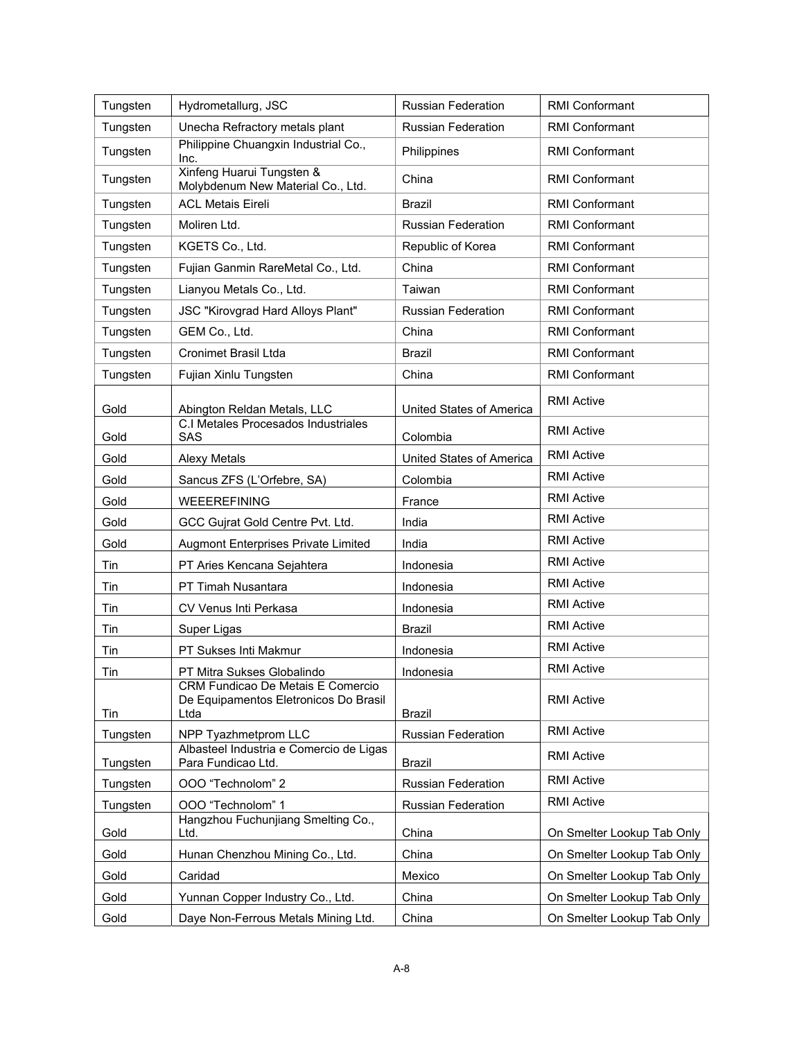| Tungsten | Hydrometallurg, JSC | Russian Federation | RMI Conformant |
|---|---|---|---|
| Tungsten | Unecha Refractory metals plant | Russian Federation | RMI Conformant |
| Tungsten | Philippine Chuangxin Industrial Co., Inc. | Philippines | RMI Conformant |
| Tungsten | Xinfeng Huarui Tungsten & Molybdenum New Material Co., Ltd. | China | RMI Conformant |
| Tungsten | ACL Metais Eireli | Brazil | RMI Conformant |
| Tungsten | Moliren Ltd. | Russian Federation | RMI Conformant |
| Tungsten | KGETS Co., Ltd. | Republic of Korea | RMI Conformant |
| Tungsten | Fujian Ganmin RareMetal Co., Ltd. | China | RMI Conformant |
| Tungsten | Lianyou Metals Co., Ltd. | Taiwan | RMI Conformant |
| Tungsten | JSC "Kirovgrad Hard Alloys Plant" | Russian Federation | RMI Conformant |
| Tungsten | GEM Co., Ltd. | China | RMI Conformant |
| Tungsten | Cronimet Brasil Ltda | Brazil | RMI Conformant |
| Tungsten | Fujian Xinlu Tungsten | China | RMI Conformant |
| Gold | Abington Reldan Metals, LLC | United States of America | RMI Active |
| Gold | C.I Metales Procesados Industriales SAS | Colombia | RMI Active |
| Gold | Alexy Metals | United States of America | RMI Active |
| Gold | Sancus ZFS (L'Orfebre, SA) | Colombia | RMI Active |
| Gold | WEEEREFINING | France | RMI Active |
| Gold | GCC Gujrat Gold Centre Pvt. Ltd. | India | RMI Active |
| Gold | Augmont Enterprises Private Limited | India | RMI Active |
| Tin | PT Aries Kencana Sejahtera | Indonesia | RMI Active |
| Tin | PT Timah Nusantara | Indonesia | RMI Active |
| Tin | CV Venus Inti Perkasa | Indonesia | RMI Active |
| Tin | Super Ligas | Brazil | RMI Active |
| Tin | PT Sukses Inti Makmur | Indonesia | RMI Active |
| Tin | PT Mitra Sukses Globalindo | Indonesia | RMI Active |
| Tin | CRM Fundicao De Metais E Comercio De Equipamentos Eletronicos Do Brasil Ltda | Brazil | RMI Active |
| Tungsten | NPP Tyazhmetprom LLC | Russian Federation | RMI Active |
| Tungsten | Albasteel Industria e Comercio de Ligas Para Fundicao Ltd. | Brazil | RMI Active |
| Tungsten | OOO "Technolom" 2 | Russian Federation | RMI Active |
| Tungsten | OOO "Technolom" 1 | Russian Federation | RMI Active |
| Gold | Hangzhou Fuchunjiang Smelting Co., Ltd. | China | On Smelter Lookup Tab Only |
| Gold | Hunan Chenzhou Mining Co., Ltd. | China | On Smelter Lookup Tab Only |
| Gold | Caridad | Mexico | On Smelter Lookup Tab Only |
| Gold | Yunnan Copper Industry Co., Ltd. | China | On Smelter Lookup Tab Only |
| Gold | Daye Non-Ferrous Metals Mining Ltd. | China | On Smelter Lookup Tab Only |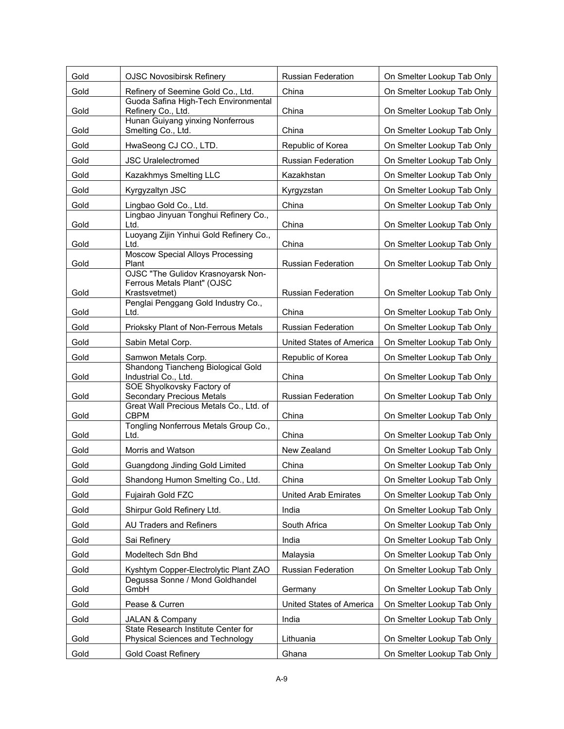| Gold | OJSC Novosibirsk Refinery | Russian Federation | On Smelter Lookup Tab Only |
|---|---|---|---|
| Gold | Refinery of Seemine Gold Co., Ltd. | China | On Smelter Lookup Tab Only |
| Gold | Guoda Safina High-Tech Environmental Refinery Co., Ltd. | China | On Smelter Lookup Tab Only |
| Gold | Hunan Guiyang yinxing Nonferrous Smelting Co., Ltd. | China | On Smelter Lookup Tab Only |
| Gold | HwaSeong CJ CO., LTD. | Republic of Korea | On Smelter Lookup Tab Only |
| Gold | JSC Uralelectromed | Russian Federation | On Smelter Lookup Tab Only |
| Gold | Kazakhmys Smelting LLC | Kazakhstan | On Smelter Lookup Tab Only |
| Gold | Kyrgyzaltyn JSC | Kyrgyzstan | On Smelter Lookup Tab Only |
| Gold | Lingbao Gold Co., Ltd. | China | On Smelter Lookup Tab Only |
| Gold | Lingbao Jinyuan Tonghui Refinery Co., Ltd. | China | On Smelter Lookup Tab Only |
| Gold | Luoyang Zijin Yinhui Gold Refinery Co., Ltd. | China | On Smelter Lookup Tab Only |
| Gold | Moscow Special Alloys Processing Plant | Russian Federation | On Smelter Lookup Tab Only |
| Gold | OJSC "The Gulidov Krasnoyarsk Non-Ferrous Metals Plant" (OJSC Krastsvetmet) | Russian Federation | On Smelter Lookup Tab Only |
| Gold | Penglai Penggang Gold Industry Co., Ltd. | China | On Smelter Lookup Tab Only |
| Gold | Prioksky Plant of Non-Ferrous Metals | Russian Federation | On Smelter Lookup Tab Only |
| Gold | Sabin Metal Corp. | United States of America | On Smelter Lookup Tab Only |
| Gold | Samwon Metals Corp. | Republic of Korea | On Smelter Lookup Tab Only |
| Gold | Shandong Tiancheng Biological Gold Industrial Co., Ltd. | China | On Smelter Lookup Tab Only |
| Gold | SOE Shyolkovsky Factory of Secondary Precious Metals | Russian Federation | On Smelter Lookup Tab Only |
| Gold | Great Wall Precious Metals Co., Ltd. of CBPM | China | On Smelter Lookup Tab Only |
| Gold | Tongling Nonferrous Metals Group Co., Ltd. | China | On Smelter Lookup Tab Only |
| Gold | Morris and Watson | New Zealand | On Smelter Lookup Tab Only |
| Gold | Guangdong Jinding Gold Limited | China | On Smelter Lookup Tab Only |
| Gold | Shandong Humon Smelting Co., Ltd. | China | On Smelter Lookup Tab Only |
| Gold | Fujairah Gold FZC | United Arab Emirates | On Smelter Lookup Tab Only |
| Gold | Shirpur Gold Refinery Ltd. | India | On Smelter Lookup Tab Only |
| Gold | AU Traders and Refiners | South Africa | On Smelter Lookup Tab Only |
| Gold | Sai Refinery | India | On Smelter Lookup Tab Only |
| Gold | Modeltech Sdn Bhd | Malaysia | On Smelter Lookup Tab Only |
| Gold | Kyshtym Copper-Electrolytic Plant ZAO | Russian Federation | On Smelter Lookup Tab Only |
| Gold | Degussa Sonne / Mond Goldhandel GmbH | Germany | On Smelter Lookup Tab Only |
| Gold | Pease & Curren | United States of America | On Smelter Lookup Tab Only |
| Gold | JALAN & Company | India | On Smelter Lookup Tab Only |
| Gold | State Research Institute Center for Physical Sciences and Technology | Lithuania | On Smelter Lookup Tab Only |
| Gold | Gold Coast Refinery | Ghana | On Smelter Lookup Tab Only |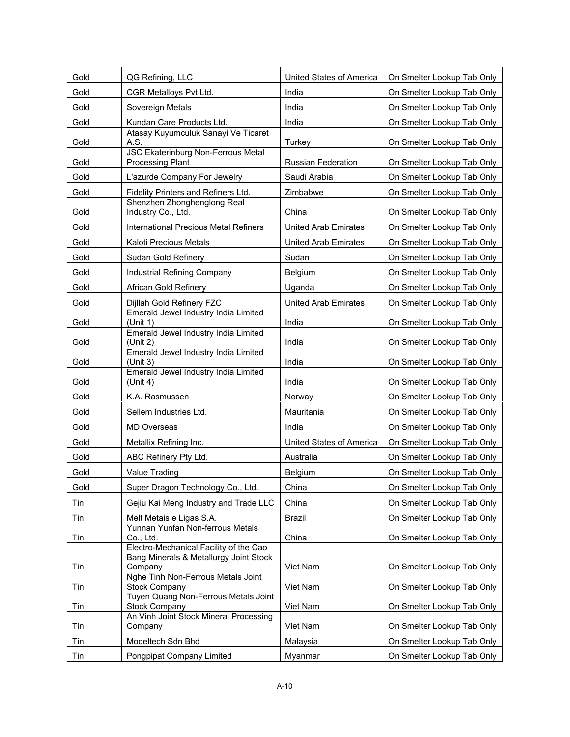| Gold | QG Refining, LLC | United States of America | On Smelter Lookup Tab Only |
|---|---|---|---|
| Gold | CGR Metalloys Pvt Ltd. | India | On Smelter Lookup Tab Only |
| Gold | Sovereign Metals | India | On Smelter Lookup Tab Only |
| Gold | Kundan Care Products Ltd. | India | On Smelter Lookup Tab Only |
| Gold | Atasay Kuyumculuk Sanayi Ve Ticaret A.S. | Turkey | On Smelter Lookup Tab Only |
| Gold | JSC Ekaterinburg Non-Ferrous Metal Processing Plant | Russian Federation | On Smelter Lookup Tab Only |
| Gold | L'azurde Company For Jewelry | Saudi Arabia | On Smelter Lookup Tab Only |
| Gold | Fidelity Printers and Refiners Ltd. | Zimbabwe | On Smelter Lookup Tab Only |
| Gold | Shenzhen Zhonghenglong Real Industry Co., Ltd. | China | On Smelter Lookup Tab Only |
| Gold | International Precious Metal Refiners | United Arab Emirates | On Smelter Lookup Tab Only |
| Gold | Kaloti Precious Metals | United Arab Emirates | On Smelter Lookup Tab Only |
| Gold | Sudan Gold Refinery | Sudan | On Smelter Lookup Tab Only |
| Gold | Industrial Refining Company | Belgium | On Smelter Lookup Tab Only |
| Gold | African Gold Refinery | Uganda | On Smelter Lookup Tab Only |
| Gold | Dijllah Gold Refinery FZC | United Arab Emirates | On Smelter Lookup Tab Only |
| Gold | Emerald Jewel Industry India Limited (Unit 1) | India | On Smelter Lookup Tab Only |
| Gold | Emerald Jewel Industry India Limited (Unit 2) | India | On Smelter Lookup Tab Only |
| Gold | Emerald Jewel Industry India Limited (Unit 3) | India | On Smelter Lookup Tab Only |
| Gold | Emerald Jewel Industry India Limited (Unit 4) | India | On Smelter Lookup Tab Only |
| Gold | K.A. Rasmussen | Norway | On Smelter Lookup Tab Only |
| Gold | Sellem Industries Ltd. | Mauritania | On Smelter Lookup Tab Only |
| Gold | MD Overseas | India | On Smelter Lookup Tab Only |
| Gold | Metallix Refining Inc. | United States of America | On Smelter Lookup Tab Only |
| Gold | ABC Refinery Pty Ltd. | Australia | On Smelter Lookup Tab Only |
| Gold | Value Trading | Belgium | On Smelter Lookup Tab Only |
| Gold | Super Dragon Technology Co., Ltd. | China | On Smelter Lookup Tab Only |
| Tin | Gejiu Kai Meng Industry and Trade LLC | China | On Smelter Lookup Tab Only |
| Tin | Melt Metais e Ligas S.A. | Brazil | On Smelter Lookup Tab Only |
| Tin | Yunnan Yunfan Non-ferrous Metals Co., Ltd. | China | On Smelter Lookup Tab Only |
| Tin | Electro-Mechanical Facility of the Cao Bang Minerals & Metallurgy Joint Stock Company | Viet Nam | On Smelter Lookup Tab Only |
| Tin | Nghe Tinh Non-Ferrous Metals Joint Stock Company | Viet Nam | On Smelter Lookup Tab Only |
| Tin | Tuyen Quang Non-Ferrous Metals Joint Stock Company | Viet Nam | On Smelter Lookup Tab Only |
| Tin | An Vinh Joint Stock Mineral Processing Company | Viet Nam | On Smelter Lookup Tab Only |
| Tin | Modeltech Sdn Bhd | Malaysia | On Smelter Lookup Tab Only |
| Tin | Pongpipat Company Limited | Myanmar | On Smelter Lookup Tab Only |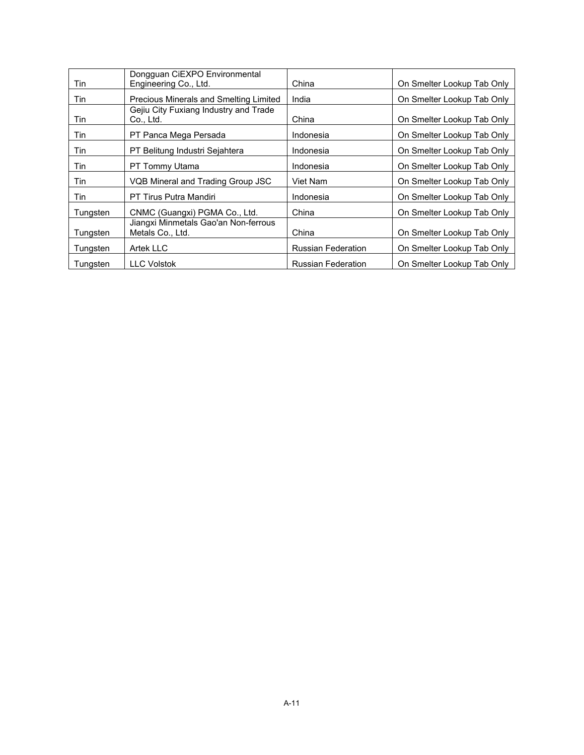| Tin | Dongguan CiEXPO Environmental Engineering Co., Ltd. | China | On Smelter Lookup Tab Only |
|---|---|---|---|
| Tin | Precious Minerals and Smelting Limited | India | On Smelter Lookup Tab Only |
| Tin | Gejiu City Fuxiang Industry and Trade Co., Ltd. | China | On Smelter Lookup Tab Only |
| Tin | PT Panca Mega Persada | Indonesia | On Smelter Lookup Tab Only |
| Tin | PT Belitung Industri Sejahtera | Indonesia | On Smelter Lookup Tab Only |
| Tin | PT Tommy Utama | Indonesia | On Smelter Lookup Tab Only |
| Tin | VQB Mineral and Trading Group JSC | Viet Nam | On Smelter Lookup Tab Only |
| Tin | PT Tirus Putra Mandiri | Indonesia | On Smelter Lookup Tab Only |
| Tungsten | CNMC (Guangxi) PGMA Co., Ltd. | China | On Smelter Lookup Tab Only |
| Tungsten | Jiangxi Minmetals Gao'an Non-ferrous Metals Co., Ltd. | China | On Smelter Lookup Tab Only |
| Tungsten | Artek LLC | Russian Federation | On Smelter Lookup Tab Only |
| Tungsten | LLC Volstok | Russian Federation | On Smelter Lookup Tab Only |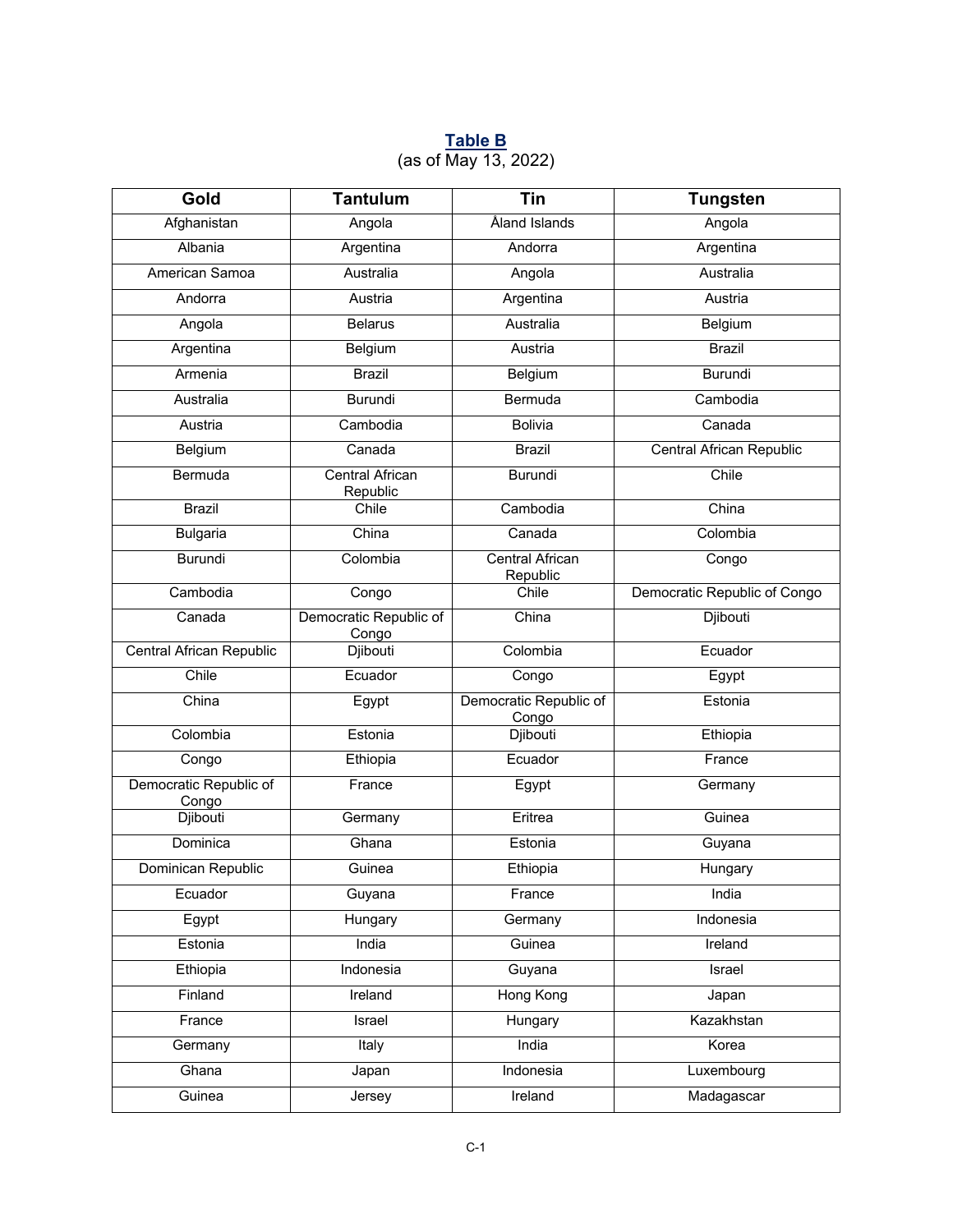**Table B**
(as of May 13, 2022)

| Gold | Tantulum | Tin | Tungsten |
|---|---|---|---|
| Afghanistan | Angola | Åland Islands | Angola |
| Albania | Argentina | Andorra | Argentina |
| American Samoa | Australia | Angola | Australia |
| Andorra | Austria | Argentina | Austria |
| Angola | Belarus | Australia | Belgium |
| Argentina | Belgium | Austria | Brazil |
| Armenia | Brazil | Belgium | Burundi |
| Australia | Burundi | Bermuda | Cambodia |
| Austria | Cambodia | Bolivia | Canada |
| Belgium | Canada | Brazil | Central African Republic |
| Bermuda | Central African Republic | Burundi | Chile |
| Brazil | Chile | Cambodia | China |
| Bulgaria | China | Canada | Colombia |
| Burundi | Colombia | Central African Republic | Congo |
| Cambodia | Congo | Chile | Democratic Republic of Congo |
| Canada | Democratic Republic of Congo | China | Djibouti |
| Central African Republic | Djibouti | Colombia | Ecuador |
| Chile | Ecuador | Congo | Egypt |
| China | Egypt | Democratic Republic of Congo | Estonia |
| Colombia | Estonia | Djibouti | Ethiopia |
| Congo | Ethiopia | Ecuador | France |
| Democratic Republic of Congo | France | Egypt | Germany |
| Djibouti | Germany | Eritrea | Guinea |
| Dominica | Ghana | Estonia | Guyana |
| Dominican Republic | Guinea | Ethiopia | Hungary |
| Ecuador | Guyana | France | India |
| Egypt | Hungary | Germany | Indonesia |
| Estonia | India | Guinea | Ireland |
| Ethiopia | Indonesia | Guyana | Israel |
| Finland | Ireland | Hong Kong | Japan |
| France | Israel | Hungary | Kazakhstan |
| Germany | Italy | India | Korea |
| Ghana | Japan | Indonesia | Luxembourg |
| Guinea | Jersey | Ireland | Madagascar |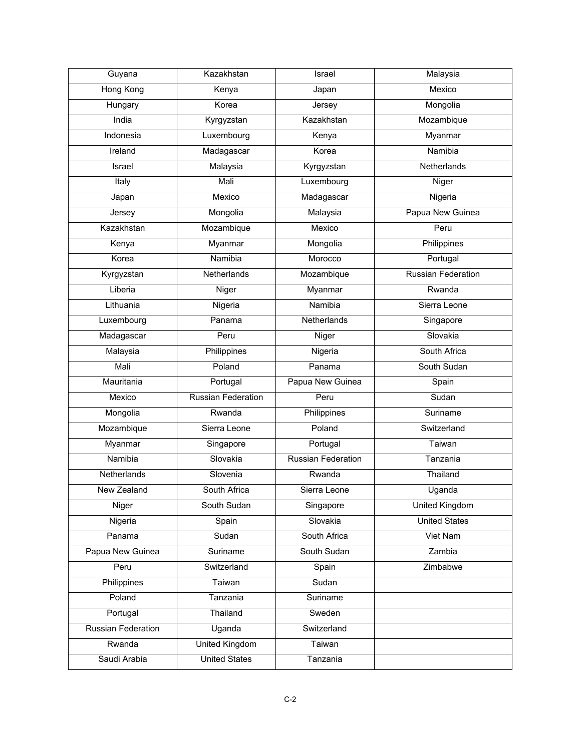| Guyana | Kazakhstan | Israel | Malaysia |
|---|---|---|---|
| Hong Kong | Kenya | Japan | Mexico |
| Hungary | Korea | Jersey | Mongolia |
| India | Kyrgyzstan | Kazakhstan | Mozambique |
| Indonesia | Luxembourg | Kenya | Myanmar |
| Ireland | Madagascar | Korea | Namibia |
| Israel | Malaysia | Kyrgyzstan | Netherlands |
| Italy | Mali | Luxembourg | Niger |
| Japan | Mexico | Madagascar | Nigeria |
| Jersey | Mongolia | Malaysia | Papua New Guinea |
| Kazakhstan | Mozambique | Mexico | Peru |
| Kenya | Myanmar | Mongolia | Philippines |
| Korea | Namibia | Morocco | Portugal |
| Kyrgyzstan | Netherlands | Mozambique | Russian Federation |
| Liberia | Niger | Myanmar | Rwanda |
| Lithuania | Nigeria | Namibia | Sierra Leone |
| Luxembourg | Panama | Netherlands | Singapore |
| Madagascar | Peru | Niger | Slovakia |
| Malaysia | Philippines | Nigeria | South Africa |
| Mali | Poland | Panama | South Sudan |
| Mauritania | Portugal | Papua New Guinea | Spain |
| Mexico | Russian Federation | Peru | Sudan |
| Mongolia | Rwanda | Philippines | Suriname |
| Mozambique | Sierra Leone | Poland | Switzerland |
| Myanmar | Singapore | Portugal | Taiwan |
| Namibia | Slovakia | Russian Federation | Tanzania |
| Netherlands | Slovenia | Rwanda | Thailand |
| New Zealand | South Africa | Sierra Leone | Uganda |
| Niger | South Sudan | Singapore | United Kingdom |
| Nigeria | Spain | Slovakia | United States |
| Panama | Sudan | South Africa | Viet Nam |
| Papua New Guinea | Suriname | South Sudan | Zambia |
| Peru | Switzerland | Spain | Zimbabwe |
| Philippines | Taiwan | Sudan | |
| Poland | Tanzania | Suriname | |
| Portugal | Thailand | Sweden | |
| Russian Federation | Uganda | Switzerland | |
| Rwanda | United Kingdom | Taiwan | |
| Saudi Arabia | United States | Tanzania | |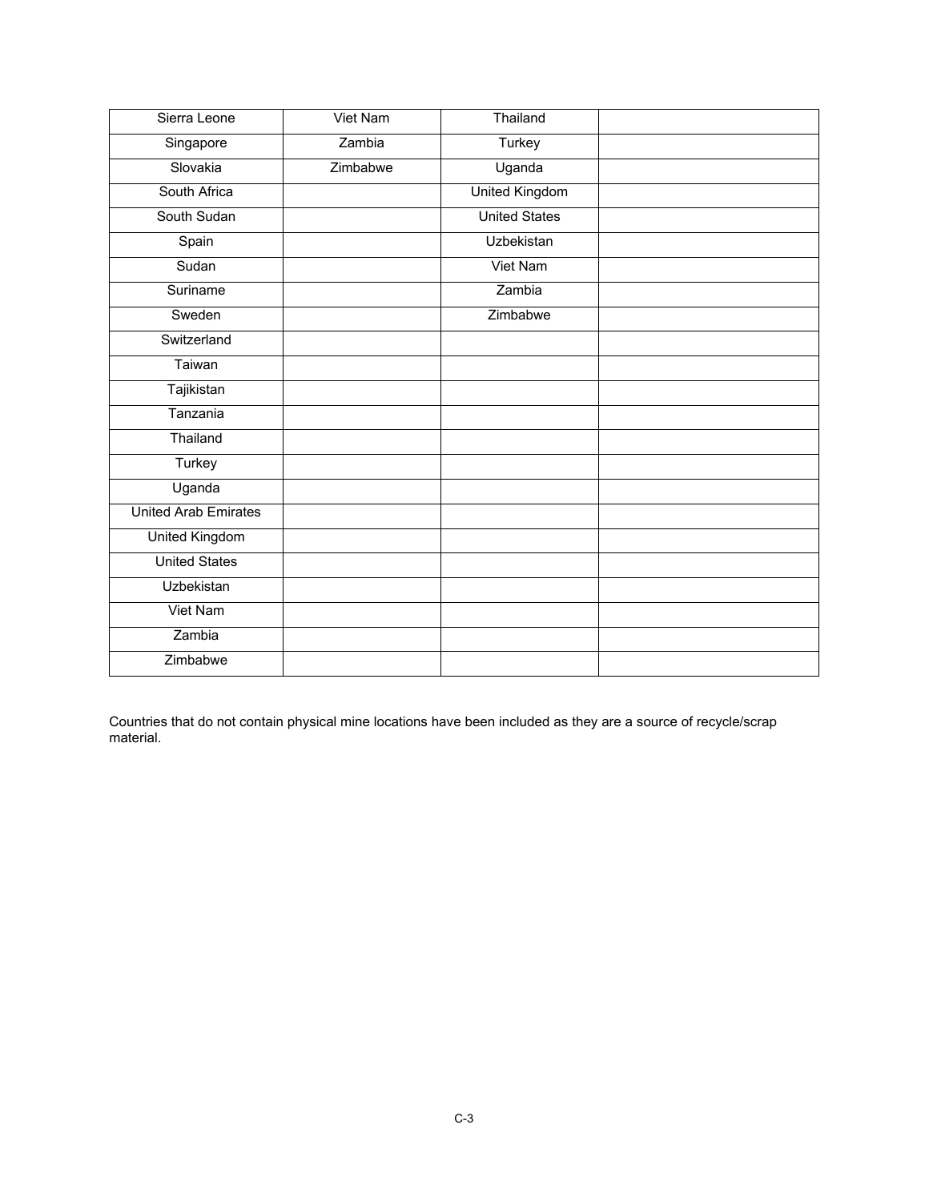| | | | |
|---|---|---|---|
| Sierra Leone | Viet Nam | Thailand | |
| Singapore | Zambia | Turkey | |
| Slovakia | Zimbabwe | Uganda | |
| South Africa | | United Kingdom | |
| South Sudan | | United States | |
| Spain | | Uzbekistan | |
| Sudan | | Viet Nam | |
| Suriname | | Zambia | |
| Sweden | | Zimbabwe | |
| Switzerland | | | |
| Taiwan | | | |
| Tajikistan | | | |
| Tanzania | | | |
| Thailand | | | |
| Turkey | | | |
| Uganda | | | |
| United Arab Emirates | | | |
| United Kingdom | | | |
| United States | | | |
| Uzbekistan | | | |
| Viet Nam | | | |
| Zambia | | | |
| Zimbabwe | | | |

Countries that do not contain physical mine locations have been included as they are a source of recycle/scrap material.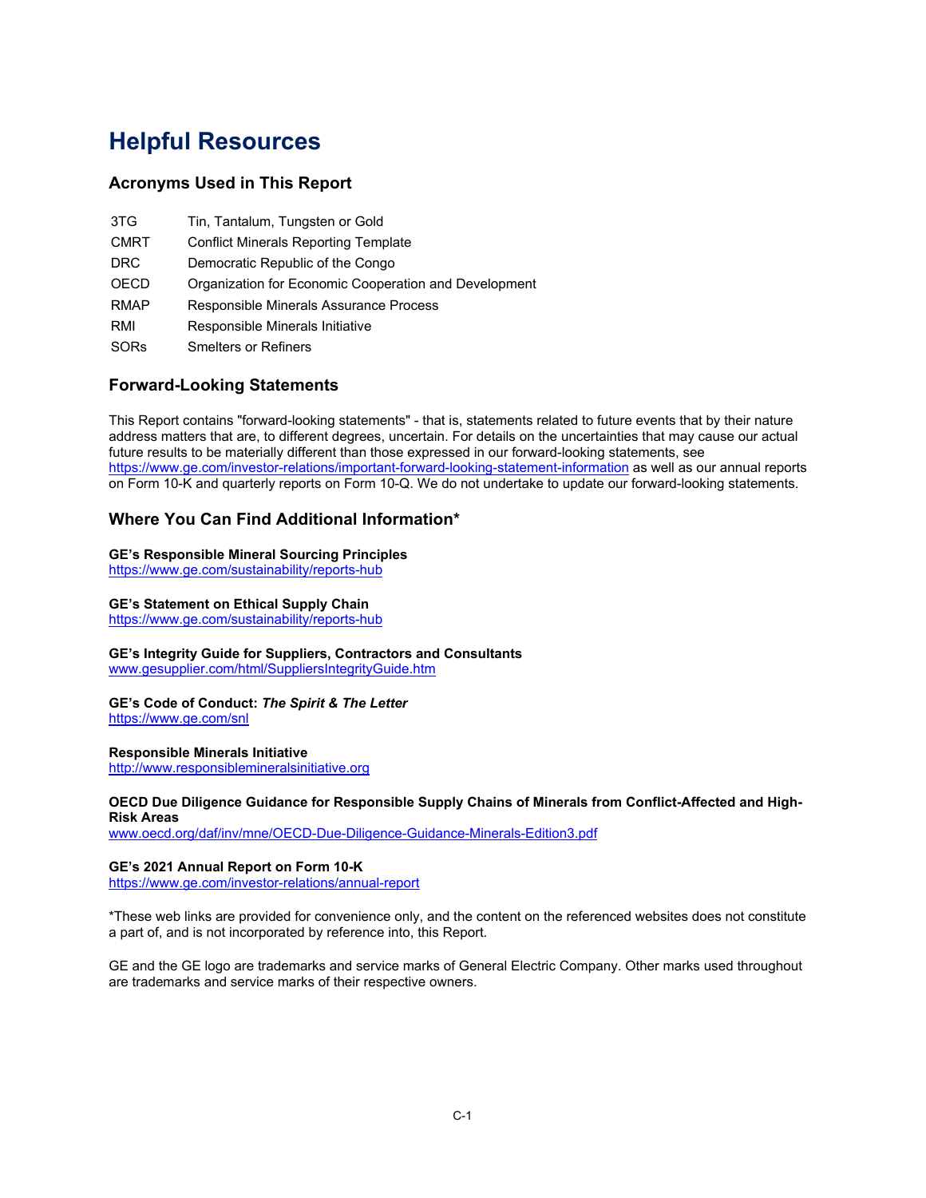# Helpful Resources

## Acronyms Used in This Report

| | |
|---|---|
| 3TG | Tin, Tantalum, Tungsten or Gold |
| CMRT | Conflict Minerals Reporting Template |
| DRC | Democratic Republic of the Congo |
| OECD | Organization for Economic Cooperation and Development |
| RMAP | Responsible Minerals Assurance Process |
| RMI | Responsible Minerals Initiative |
| SORs | Smelters or Refiners |

## Forward-Looking Statements

This Report contains "forward-looking statements" - that is, statements related to future events that by their nature address matters that are, to different degrees, uncertain. For details on the uncertainties that may cause our actual future results to be materially different than those expressed in our forward-looking statements, see https://www.ge.com/investor-relations/important-forward-looking-statement-information as well as our annual reports on Form 10-K and quarterly reports on Form 10-Q. We do not undertake to update our forward-looking statements.

## Where You Can Find Additional Information*

**GE's Responsible Mineral Sourcing Principles**
https://www.ge.com/sustainability/reports-hub

**GE's Statement on Ethical Supply Chain**
https://www.ge.com/sustainability/reports-hub

**GE's Integrity Guide for Suppliers, Contractors and Consultants**
www.gesupplier.com/html/SuppliersIntegrityGuide.htm

**GE's Code of Conduct: *The Spirit & The Letter***
https://www.ge.com/snl

**Responsible Minerals Initiative**
http://www.responsiblemineralsinitiative.org

**OECD Due Diligence Guidance for Responsible Supply Chains of Minerals from Conflict-Affected and High-Risk Areas**
www.oecd.org/daf/inv/mne/OECD-Due-Diligence-Guidance-Minerals-Edition3.pdf

**GE's 2021 Annual Report on Form 10-K**
https://www.ge.com/investor-relations/annual-report

*These web links are provided for convenience only, and the content on the referenced websites does not constitute a part of, and is not incorporated by reference into, this Report.

GE and the GE logo are trademarks and service marks of General Electric Company. Other marks used throughout are trademarks and service marks of their respective owners.